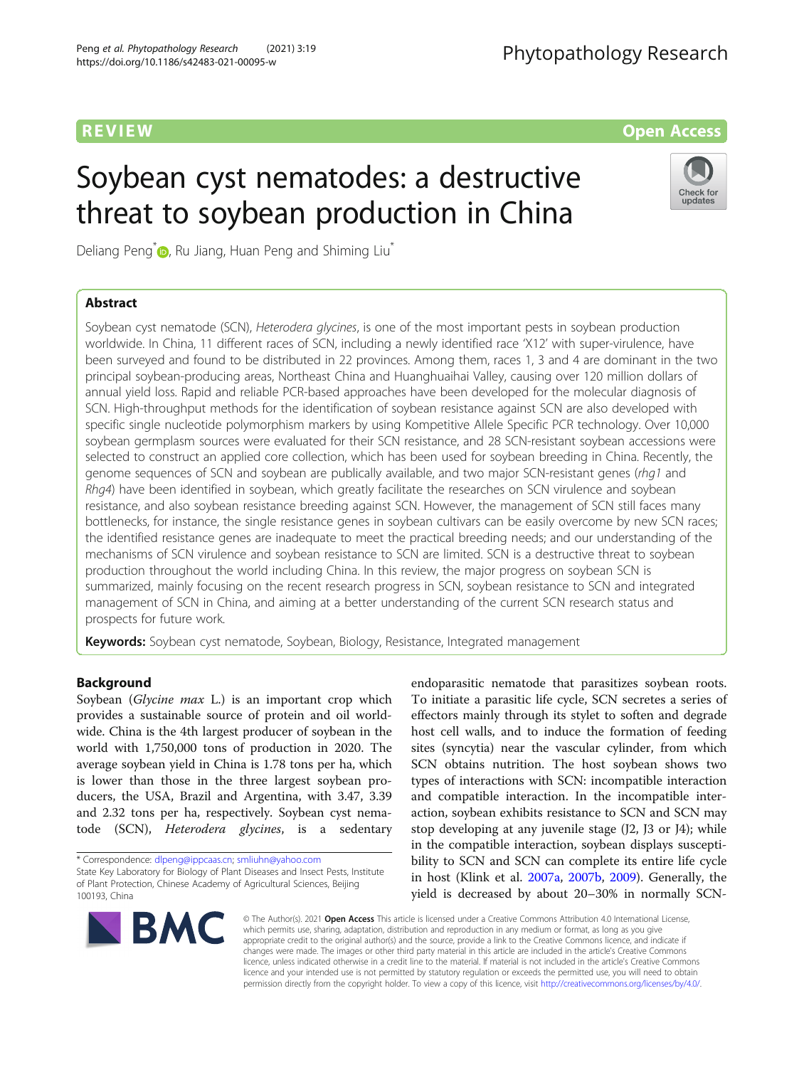REVIEW

Open Access

# Soybean cyst nematodes: a destructive threat to soybean production in China

Deliang Peng*, Ru Jiang, Huan Peng and Shiming Liu*

## Abstract

Soybean cyst nematode (SCN), *Heterodera glycines*, is one of the most important pests in soybean production worldwide. In China, 11 different races of SCN, including a newly identified race 'X12' with super-virulence, have been surveyed and found to be distributed in 22 provinces. Among them, races 1, 3 and 4 are dominant in the two principal soybean-producing areas, Northeast China and Huanghuaihai Valley, causing over 120 million dollars of annual yield loss. Rapid and reliable PCR-based approaches have been developed for the molecular diagnosis of SCN. High-throughput methods for the identification of soybean resistance against SCN are also developed with specific single nucleotide polymorphism markers by using Kompetitive Allele Specific PCR technology. Over 10,000 soybean germplasm sources were evaluated for their SCN resistance, and 28 SCN-resistant soybean accessions were selected to construct an applied core collection, which has been used for soybean breeding in China. Recently, the genome sequences of SCN and soybean are publically available, and two major SCN-resistant genes (*rhg1* and *Rhg4*) have been identified in soybean, which greatly facilitate the researches on SCN virulence and soybean resistance, and also soybean resistance breeding against SCN. However, the management of SCN still faces many bottlenecks, for instance, the single resistance genes in soybean cultivars can be easily overcome by new SCN races; the identified resistance genes are inadequate to meet the practical breeding needs; and our understanding of the mechanisms of SCN virulence and soybean resistance to SCN are limited. SCN is a destructive threat to soybean production throughout the world including China. In this review, the major progress on soybean SCN is summarized, mainly focusing on the recent research progress in SCN, soybean resistance to SCN and integrated management of SCN in China, and aiming at a better understanding of the current SCN research status and prospects for future work.

**Keywords:** Soybean cyst nematode, Soybean, Biology, Resistance, Integrated management

## Background

Soybean (*Glycine max* L.) is an important crop which provides a sustainable source of protein and oil worldwide. China is the 4th largest producer of soybean in the world with 1,750,000 tons of production in 2020. The average soybean yield in China is 1.78 tons per ha, which is lower than those in the three largest soybean producers, the USA, Brazil and Argentina, with 3.47, 3.39 and 2.32 tons per ha, respectively. Soybean cyst nematode (SCN), *Heterodera glycines*, is a sedentary endoparasitic nematode that parasitizes soybean roots. To initiate a parasitic life cycle, SCN secretes a series of effectors mainly through its stylet to soften and degrade host cell walls, and to induce the formation of feeding sites (syncytia) near the vascular cylinder, from which SCN obtains nutrition. The host soybean shows two types of interactions with SCN: incompatible interaction and compatible interaction. In the incompatible interaction, soybean exhibits resistance to SCN and SCN may stop developing at any juvenile stage (J2, J3 or J4); while in the compatible interaction, soybean displays susceptibility to SCN and SCN can complete its entire life cycle in host (Klink et al. 2007a, 2007b, 2009). Generally, the yield is decreased by about 20–30% in normally SCN-

* Correspondence: dlpeng@ippcaas.cn; smliuhn@yahoo.com
State Key Laboratory for Biology of Plant Diseases and Insect Pests, Institute of Plant Protection, Chinese Academy of Agricultural Sciences, Beijing 100193, China

© The Author(s). 2021 **Open Access** This article is licensed under a Creative Commons Attribution 4.0 International License, which permits use, sharing, adaptation, distribution and reproduction in any medium or format, as long as you give appropriate credit to the original author(s) and the source, provide a link to the Creative Commons licence, and indicate if changes were made. The images or other third party material in this article are included in the article's Creative Commons licence, unless indicated otherwise in a credit line to the material. If material is not included in the article's Creative Commons licence and your intended use is not permitted by statutory regulation or exceeds the permitted use, you will need to obtain permission directly from the copyright holder. To view a copy of this licence, visit http://creativecommons.org/licenses/by/4.0/.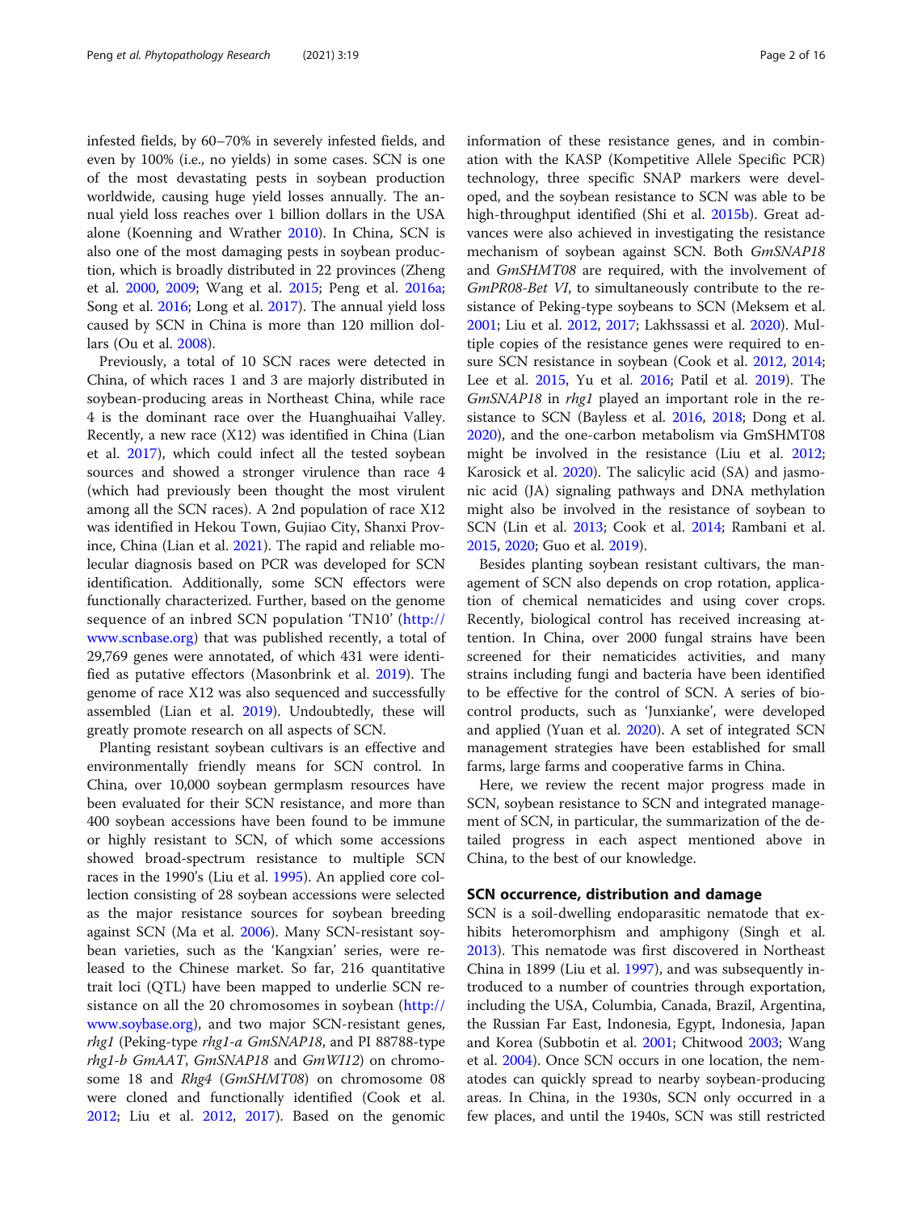infested fields, by 60–70% in severely infested fields, and even by 100% (i.e., no yields) in some cases. SCN is one of the most devastating pests in soybean production worldwide, causing huge yield losses annually. The annual yield loss reaches over 1 billion dollars in the USA alone (Koenning and Wrather 2010). In China, SCN is also one of the most damaging pests in soybean production, which is broadly distributed in 22 provinces (Zheng et al. 2000, 2009; Wang et al. 2015; Peng et al. 2016a; Song et al. 2016; Long et al. 2017). The annual yield loss caused by SCN in China is more than 120 million dollars (Ou et al. 2008).

Previously, a total of 10 SCN races were detected in China, of which races 1 and 3 are majorly distributed in soybean-producing areas in Northeast China, while race 4 is the dominant race over the Huanghuaihai Valley. Recently, a new race (X12) was identified in China (Lian et al. 2017), which could infect all the tested soybean sources and showed a stronger virulence than race 4 (which had previously been thought the most virulent among all the SCN races). A 2nd population of race X12 was identified in Hekou Town, Gujiao City, Shanxi Province, China (Lian et al. 2021). The rapid and reliable molecular diagnosis based on PCR was developed for SCN identification. Additionally, some SCN effectors were functionally characterized. Further, based on the genome sequence of an inbred SCN population 'TN10' (http://www.scnbase.org) that was published recently, a total of 29,769 genes were annotated, of which 431 were identified as putative effectors (Masonbrink et al. 2019). The genome of race X12 was also sequenced and successfully assembled (Lian et al. 2019). Undoubtedly, these will greatly promote research on all aspects of SCN.

Planting resistant soybean cultivars is an effective and environmentally friendly means for SCN control. In China, over 10,000 soybean germplasm resources have been evaluated for their SCN resistance, and more than 400 soybean accessions have been found to be immune or highly resistant to SCN, of which some accessions showed broad-spectrum resistance to multiple SCN races in the 1990's (Liu et al. 1995). An applied core collection consisting of 28 soybean accessions were selected as the major resistance sources for soybean breeding against SCN (Ma et al. 2006). Many SCN-resistant soybean varieties, such as the 'Kangxian' series, were released to the Chinese market. So far, 216 quantitative trait loci (QTL) have been mapped to underlie SCN resistance on all the 20 chromosomes in soybean (http://www.soybase.org), and two major SCN-resistant genes, *rhg1* (Peking-type *rhg1-a GmSNAP18*, and PI 88788-type *rhg1-b GmAAT*, *GmSNAP18* and *GmWI12*) on chromosome 18 and *Rhg4* (*GmSHMT08*) on chromosome 08 were cloned and functionally identified (Cook et al. 2012; Liu et al. 2012, 2017). Based on the genomic information of these resistance genes, and in combination with the KASP (Kompetitive Allele Specific PCR) technology, three specific SNAP markers were developed, and the soybean resistance to SCN was able to be high-throughput identified (Shi et al. 2015b). Great advances were also achieved in investigating the resistance mechanism of soybean against SCN. Both *GmSNAP18* and *GmSHMT08* are required, with the involvement of *GmPR08-Bet VI*, to simultaneously contribute to the resistance of Peking-type soybeans to SCN (Meksem et al. 2001; Liu et al. 2012, 2017; Lakhssassi et al. 2020). Multiple copies of the resistance genes were required to ensure SCN resistance in soybean (Cook et al. 2012, 2014; Lee et al. 2015, Yu et al. 2016; Patil et al. 2019). The *GmSNAP18* in *rhg1* played an important role in the resistance to SCN (Bayless et al. 2016, 2018; Dong et al. 2020), and the one-carbon metabolism via GmSHMT08 might be involved in the resistance (Liu et al. 2012; Karosick et al. 2020). The salicylic acid (SA) and jasmonic acid (JA) signaling pathways and DNA methylation might also be involved in the resistance of soybean to SCN (Lin et al. 2013; Cook et al. 2014; Rambani et al. 2015, 2020; Guo et al. 2019).

Besides planting soybean resistant cultivars, the management of SCN also depends on crop rotation, application of chemical nematicides and using cover crops. Recently, biological control has received increasing attention. In China, over 2000 fungal strains have been screened for their nematicides activities, and many strains including fungi and bacteria have been identified to be effective for the control of SCN. A series of biocontrol products, such as 'Junxianke', were developed and applied (Yuan et al. 2020). A set of integrated SCN management strategies have been established for small farms, large farms and cooperative farms in China.

Here, we review the recent major progress made in SCN, soybean resistance to SCN and integrated management of SCN, in particular, the summarization of the detailed progress in each aspect mentioned above in China, to the best of our knowledge.

## SCN occurrence, distribution and damage

SCN is a soil-dwelling endoparasitic nematode that exhibits heteromorphism and amphigony (Singh et al. 2013). This nematode was first discovered in Northeast China in 1899 (Liu et al. 1997), and was subsequently introduced to a number of countries through exportation, including the USA, Columbia, Canada, Brazil, Argentina, the Russian Far East, Indonesia, Egypt, Indonesia, Japan and Korea (Subbotin et al. 2001; Chitwood 2003; Wang et al. 2004). Once SCN occurs in one location, the nematodes can quickly spread to nearby soybean-producing areas. In China, in the 1930s, SCN only occurred in a few places, and until the 1940s, SCN was still restricted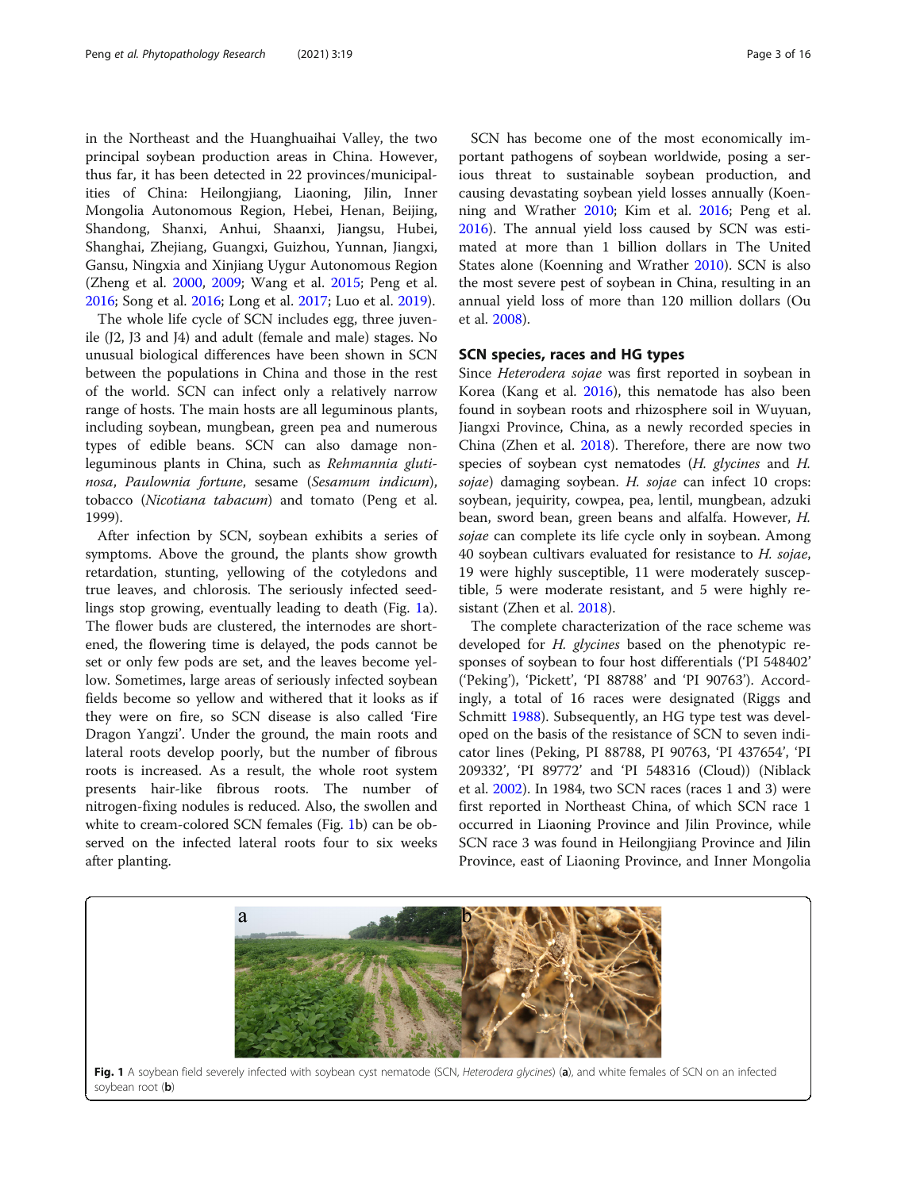in the Northeast and the Huanghuaihai Valley, the two principal soybean production areas in China. However, thus far, it has been detected in 22 provinces/municipalities of China: Heilongjiang, Liaoning, Jilin, Inner Mongolia Autonomous Region, Hebei, Henan, Beijing, Shandong, Shanxi, Anhui, Shaanxi, Jiangsu, Hubei, Shanghai, Zhejiang, Guangxi, Guizhou, Yunnan, Jiangxi, Gansu, Ningxia and Xinjiang Uygur Autonomous Region (Zheng et al. 2000, 2009; Wang et al. 2015; Peng et al. 2016; Song et al. 2016; Long et al. 2017; Luo et al. 2019).

The whole life cycle of SCN includes egg, three juvenile (J2, J3 and J4) and adult (female and male) stages. No unusual biological differences have been shown in SCN between the populations in China and those in the rest of the world. SCN can infect only a relatively narrow range of hosts. The main hosts are all leguminous plants, including soybean, mungbean, green pea and numerous types of edible beans. SCN can also damage non-leguminous plants in China, such as *Rehmannia glutinosa*, *Paulownia fortune*, sesame (*Sesamum indicum*), tobacco (*Nicotiana tabacum*) and tomato (Peng et al. 1999).

After infection by SCN, soybean exhibits a series of symptoms. Above the ground, the plants show growth retardation, stunting, yellowing of the cotyledons and true leaves, and chlorosis. The seriously infected seedlings stop growing, eventually leading to death (Fig. 1a). The flower buds are clustered, the internodes are shortened, the flowering time is delayed, the pods cannot be set or only few pods are set, and the leaves become yellow. Sometimes, large areas of seriously infected soybean fields become so yellow and withered that it looks as if they were on fire, so SCN disease is also called 'Fire Dragon Yangzi'. Under the ground, the main roots and lateral roots develop poorly, but the number of fibrous roots is increased. As a result, the whole root system presents hair-like fibrous roots. The number of nitrogen-fixing nodules is reduced. Also, the swollen and white to cream-colored SCN females (Fig. 1b) can be observed on the infected lateral roots four to six weeks after planting.

SCN has become one of the most economically important pathogens of soybean worldwide, posing a serious threat to sustainable soybean production, and causing devastating soybean yield losses annually (Koenning and Wrather 2010; Kim et al. 2016; Peng et al. 2016). The annual yield loss caused by SCN was estimated at more than 1 billion dollars in The United States alone (Koenning and Wrather 2010). SCN is also the most severe pest of soybean in China, resulting in an annual yield loss of more than 120 million dollars (Ou et al. 2008).

## SCN species, races and HG types

Since *Heterodera sojae* was first reported in soybean in Korea (Kang et al. 2016), this nematode has also been found in soybean roots and rhizosphere soil in Wuyuan, Jiangxi Province, China, as a newly recorded species in China (Zhen et al. 2018). Therefore, there are now two species of soybean cyst nematodes (*H. glycines* and *H. sojae*) damaging soybean. *H. sojae* can infect 10 crops: soybean, jequirity, cowpea, pea, lentil, mungbean, adzuki bean, sword bean, green beans and alfalfa. However, *H. sojae* can complete its life cycle only in soybean. Among 40 soybean cultivars evaluated for resistance to *H. sojae*, 19 were highly susceptible, 11 were moderately susceptible, 5 were moderate resistant, and 5 were highly resistant (Zhen et al. 2018).

The complete characterization of the race scheme was developed for *H. glycines* based on the phenotypic responses of soybean to four host differentials ('PI 548402' ('Peking'), 'Pickett', 'PI 88788' and 'PI 90763'). Accordingly, a total of 16 races were designated (Riggs and Schmitt 1988). Subsequently, an HG type test was developed on the basis of the resistance of SCN to seven indicator lines (Peking, PI 88788, PI 90763, 'PI 437654', 'PI 209332', 'PI 89772' and 'PI 548316 (Cloud)) (Niblack et al. 2002). In 1984, two SCN races (races 1 and 3) were first reported in Northeast China, of which SCN race 1 occurred in Liaoning Province and Jilin Province, while SCN race 3 was found in Heilongjiang Province and Jilin Province, east of Liaoning Province, and Inner Mongolia

**Fig. 1** A soybean field severely infected with soybean cyst nematode (SCN, *Heterodera glycines*) (**a**), and white females of SCN on an infected soybean root (**b**)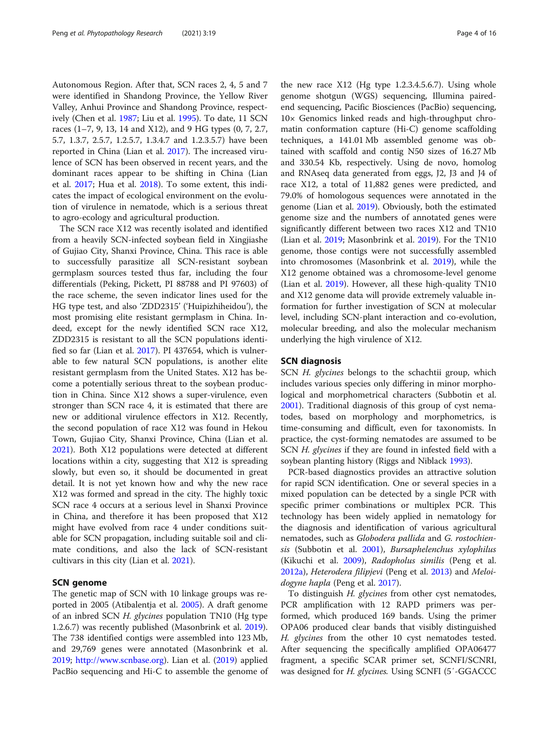Autonomous Region. After that, SCN races 2, 4, 5 and 7 were identified in Shandong Province, the Yellow River Valley, Anhui Province and Shandong Province, respectively (Chen et al. 1987; Liu et al. 1995). To date, 11 SCN races (1–7, 9, 13, 14 and X12), and 9 HG types (0, 7, 2.7, 5.7, 1.3.7, 2.5.7, 1.2.5.7, 1.3.4.7 and 1.2.3.5.7) have been reported in China (Lian et al. 2017). The increased virulence of SCN has been observed in recent years, and the dominant races appear to be shifting in China (Lian et al. 2017; Hua et al. 2018). To some extent, this indicates the impact of ecological environment on the evolution of virulence in nematode, which is a serious threat to agro-ecology and agricultural production.

The SCN race X12 was recently isolated and identified from a heavily SCN-infected soybean field in Xingjiashe of Gujiao City, Shanxi Province, China. This race is able to successfully parasitize all SCN-resistant soybean germplasm sources tested thus far, including the four differentials (Peking, Pickett, PI 88788 and PI 97603) of the race scheme, the seven indicator lines used for the HG type test, and also 'ZDD2315' ('Huipizhiheidou'), the most promising elite resistant germplasm in China. Indeed, except for the newly identified SCN race X12, ZDD2315 is resistant to all the SCN populations identified so far (Lian et al. 2017). PI 437654, which is vulnerable to few natural SCN populations, is another elite resistant germplasm from the United States. X12 has become a potentially serious threat to the soybean production in China. Since X12 shows a super-virulence, even stronger than SCN race 4, it is estimated that there are new or additional virulence effectors in X12. Recently, the second population of race X12 was found in Hekou Town, Gujiao City, Shanxi Province, China (Lian et al. 2021). Both X12 populations were detected at different locations within a city, suggesting that X12 is spreading slowly, but even so, it should be documented in great detail. It is not yet known how and why the new race X12 was formed and spread in the city. The highly toxic SCN race 4 occurs at a serious level in Shanxi Province in China, and therefore it has been proposed that X12 might have evolved from race 4 under conditions suitable for SCN propagation, including suitable soil and climate conditions, and also the lack of SCN-resistant cultivars in this city (Lian et al. 2021).

## SCN genome

The genetic map of SCN with 10 linkage groups was reported in 2005 (Atibalentja et al. 2005). A draft genome of an inbred SCN *H. glycines* population TN10 (Hg type 1.2.6.7) was recently published (Masonbrink et al. 2019). The 738 identified contigs were assembled into 123 Mb, and 29,769 genes were annotated (Masonbrink et al. 2019; http://www.scnbase.org). Lian et al. (2019) applied PacBio sequencing and Hi-C to assemble the genome of the new race X12 (Hg type 1.2.3.4.5.6.7). Using whole genome shotgun (WGS) sequencing, Illumina paired-end sequencing, Pacific Biosciences (PacBio) sequencing, 10× Genomics linked reads and high-throughput chromatin conformation capture (Hi-C) genome scaffolding techniques, a 141.01 Mb assembled genome was obtained with scaffold and contig N50 sizes of 16.27 Mb and 330.54 Kb, respectively. Using de novo, homolog and RNAseq data generated from eggs, J2, J3 and J4 of race X12, a total of 11,882 genes were predicted, and 79.0% of homologous sequences were annotated in the genome (Lian et al. 2019). Obviously, both the estimated genome size and the numbers of annotated genes were significantly different between two races X12 and TN10 (Lian et al. 2019; Masonbrink et al. 2019). For the TN10 genome, those contigs were not successfully assembled into chromosomes (Masonbrink et al. 2019), while the X12 genome obtained was a chromosome-level genome (Lian et al. 2019). However, all these high-quality TN10 and X12 genome data will provide extremely valuable information for further investigation of SCN at molecular level, including SCN-plant interaction and co-evolution, molecular breeding, and also the molecular mechanism underlying the high virulence of X12.

## SCN diagnosis

SCN *H. glycines* belongs to the schachtii group, which includes various species only differing in minor morphological and morphometrical characters (Subbotin et al. 2001). Traditional diagnosis of this group of cyst nematodes, based on morphology and morphometrics, is time-consuming and difficult, even for taxonomists. In practice, the cyst-forming nematodes are assumed to be SCN *H. glycines* if they are found in infested field with a soybean planting history (Riggs and Niblack 1993).

PCR-based diagnostics provides an attractive solution for rapid SCN identification. One or several species in a mixed population can be detected by a single PCR with specific primer combinations or multiplex PCR. This technology has been widely applied in nematology for the diagnosis and identification of various agricultural nematodes, such as *Globodera pallida* and *G. rostochiensis* (Subbotin et al. 2001), *Bursaphelenchus xylophilus* (Kikuchi et al. 2009), *Radopholus similis* (Peng et al. 2012a), *Heterodera filipjevi* (Peng et al. 2013) and *Meloidogyne hapla* (Peng et al. 2017).

To distinguish *H. glycines* from other cyst nematodes, PCR amplification with 12 RAPD primers was performed, which produced 169 bands. Using the primer OPA06 produced clear bands that visibly distinguished *H. glycines* from the other 10 cyst nematodes tested. After sequencing the specifically amplified OPA06477 fragment, a specific SCAR primer set, SCNFI/SCNRI, was designed for *H. glycines.* Using SCNFI (5′-GGACCC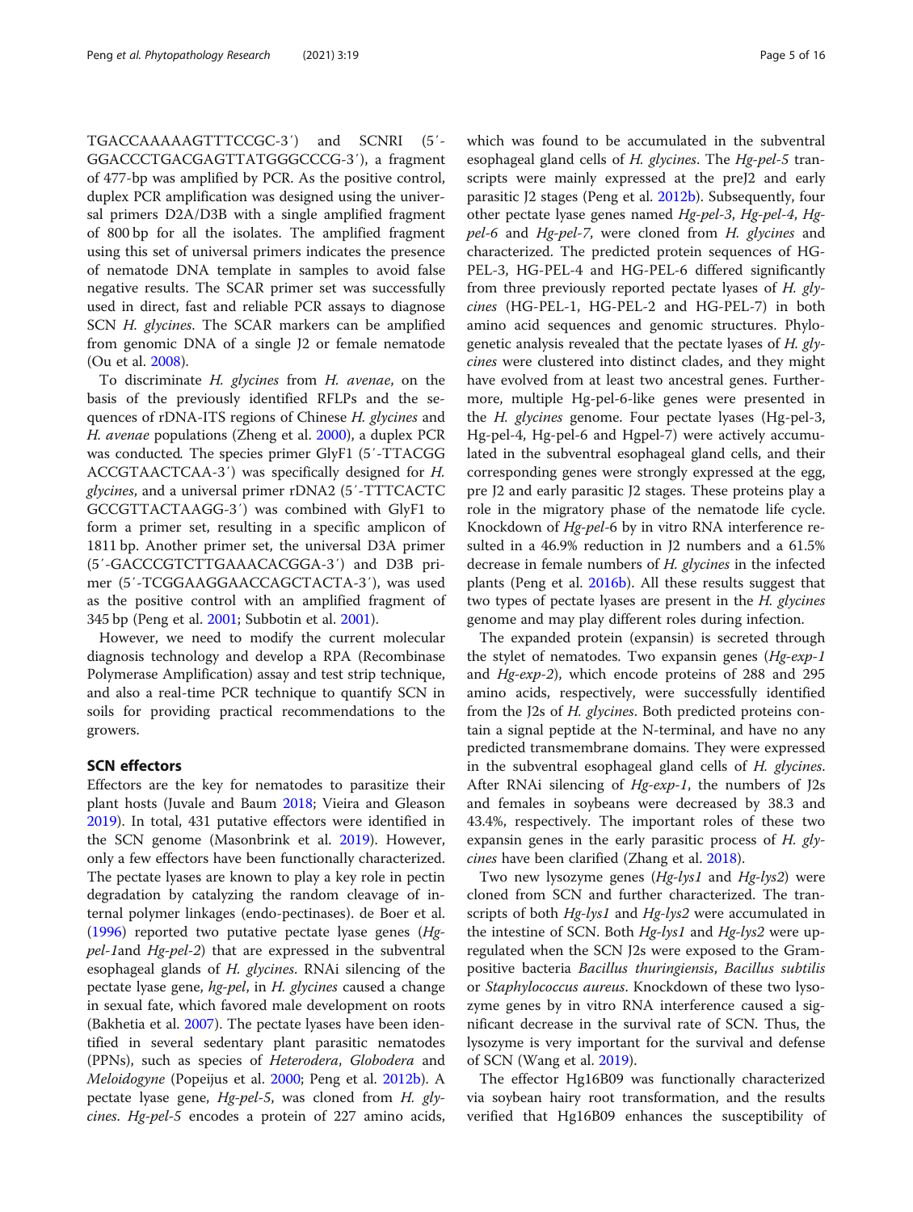TGACCAAAAAGTTTCCGC-3′) and SCNRI (5′-GGACCCTGACGAGTTATGGGCCCG-3′), a fragment of 477-bp was amplified by PCR. As the positive control, duplex PCR amplification was designed using the universal primers D2A/D3B with a single amplified fragment of 800 bp for all the isolates. The amplified fragment using this set of universal primers indicates the presence of nematode DNA template in samples to avoid false negative results. The SCAR primer set was successfully used in direct, fast and reliable PCR assays to diagnose SCN *H. glycines*. The SCAR markers can be amplified from genomic DNA of a single J2 or female nematode (Ou et al. 2008).

To discriminate *H. glycines* from *H. avenae*, on the basis of the previously identified RFLPs and the sequences of rDNA-ITS regions of Chinese *H. glycines* and *H. avenae* populations (Zheng et al. 2000), a duplex PCR was conducted. The species primer GlyF1 (5′-TTACGG ACCGTAACTCAA-3′) was specifically designed for *H. glycines*, and a universal primer rDNA2 (5′-TTTCACTC GCCGTTACTAAGG-3′) was combined with GlyF1 to form a primer set, resulting in a specific amplicon of 1811 bp. Another primer set, the universal D3A primer (5′-GACCCGTCTTGAAACACGGA-3′) and D3B primer (5′-TCGGAAGGAACCAGCTACTA-3′), was used as the positive control with an amplified fragment of 345 bp (Peng et al. 2001; Subbotin et al. 2001).

However, we need to modify the current molecular diagnosis technology and develop a RPA (Recombinase Polymerase Amplification) assay and test strip technique, and also a real-time PCR technique to quantify SCN in soils for providing practical recommendations to the growers.

## SCN effectors

Effectors are the key for nematodes to parasitize their plant hosts (Juvale and Baum 2018; Vieira and Gleason 2019). In total, 431 putative effectors were identified in the SCN genome (Masonbrink et al. 2019). However, only a few effectors have been functionally characterized. The pectate lyases are known to play a key role in pectin degradation by catalyzing the random cleavage of internal polymer linkages (endo-pectinases). de Boer et al. (1996) reported two putative pectate lyase genes (*Hg-pel-1*and *Hg-pel-2*) that are expressed in the subventral esophageal glands of *H. glycines*. RNAi silencing of the pectate lyase gene, *hg-pel*, in *H. glycines* caused a change in sexual fate, which favored male development on roots (Bakhetia et al. 2007). The pectate lyases have been identified in several sedentary plant parasitic nematodes (PPNs), such as species of *Heterodera*, *Globodera* and *Meloidogyne* (Popeijus et al. 2000; Peng et al. 2012b). A pectate lyase gene, *Hg-pel-5*, was cloned from *H. glycines*. *Hg-pel-5* encodes a protein of 227 amino acids, which was found to be accumulated in the subventral esophageal gland cells of *H. glycines*. The *Hg-pel-5* transcripts were mainly expressed at the preJ2 and early parasitic J2 stages (Peng et al. 2012b). Subsequently, four other pectate lyase genes named *Hg-pel-3*, *Hg-pel-4*, *Hg-pel-6* and *Hg-pel-7*, were cloned from *H. glycines* and characterized. The predicted protein sequences of HG-PEL-3, HG-PEL-4 and HG-PEL-6 differed significantly from three previously reported pectate lyases of *H. glycines* (HG-PEL-1, HG-PEL-2 and HG-PEL-7) in both amino acid sequences and genomic structures. Phylogenetic analysis revealed that the pectate lyases of *H. glycines* were clustered into distinct clades, and they might have evolved from at least two ancestral genes. Furthermore, multiple Hg-pel-6-like genes were presented in the *H. glycines* genome. Four pectate lyases (Hg-pel-3, Hg-pel-4, Hg-pel-6 and Hgpel-7) were actively accumulated in the subventral esophageal gland cells, and their corresponding genes were strongly expressed at the egg, pre J2 and early parasitic J2 stages. These proteins play a role in the migratory phase of the nematode life cycle. Knockdown of *Hg-pel-6* by in vitro RNA interference resulted in a 46.9% reduction in J2 numbers and a 61.5% decrease in female numbers of *H. glycines* in the infected plants (Peng et al. 2016b). All these results suggest that two types of pectate lyases are present in the *H. glycines* genome and may play different roles during infection.

The expanded protein (expansin) is secreted through the stylet of nematodes. Two expansin genes (*Hg-exp-1* and *Hg-exp-2*), which encode proteins of 288 and 295 amino acids, respectively, were successfully identified from the J2s of *H. glycines*. Both predicted proteins contain a signal peptide at the N-terminal, and have no any predicted transmembrane domains. They were expressed in the subventral esophageal gland cells of *H. glycines*. After RNAi silencing of *Hg-exp-1*, the numbers of J2s and females in soybeans were decreased by 38.3 and 43.4%, respectively. The important roles of these two expansin genes in the early parasitic process of *H. glycines* have been clarified (Zhang et al. 2018).

Two new lysozyme genes (*Hg-lys1* and *Hg-lys2*) were cloned from SCN and further characterized. The transcripts of both *Hg-lys1* and *Hg-lys2* were accumulated in the intestine of SCN. Both *Hg-lys1* and *Hg-lys2* were upregulated when the SCN J2s were exposed to the Gram-positive bacteria *Bacillus thuringiensis*, *Bacillus subtilis* or *Staphylococcus aureus*. Knockdown of these two lysozyme genes by in vitro RNA interference caused a significant decrease in the survival rate of SCN. Thus, the lysozyme is very important for the survival and defense of SCN (Wang et al. 2019).

The effector Hg16B09 was functionally characterized via soybean hairy root transformation, and the results verified that Hg16B09 enhances the susceptibility of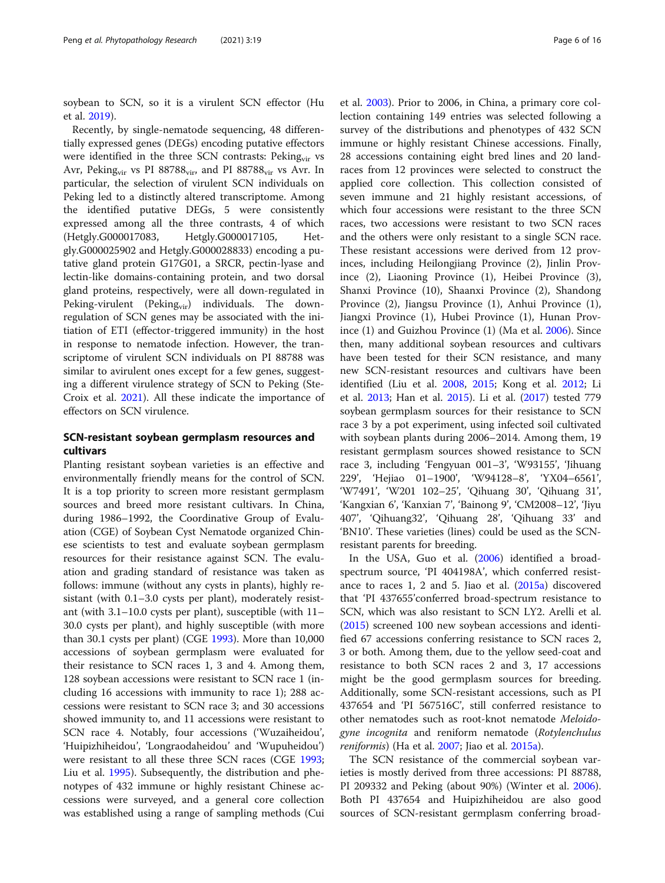soybean to SCN, so it is a virulent SCN effector (Hu et al. 2019).

Recently, by single-nematode sequencing, 48 differentially expressed genes (DEGs) encoding putative effectors were identified in the three SCN contrasts: $Peking_{vir}$ vs Avr, $Peking_{vir}$ vs PI $88788_{vir}$, and PI $88788_{vir}$ vs Avr. In particular, the selection of virulent SCN individuals on Peking led to a distinctly altered transcriptome. Among the identified putative DEGs, 5 were consistently expressed among all the three contrasts, 4 of which (Hetgly.G000017083, Hetgly.G000017105, Hetgly.G000025902 and Hetgly.G000028833) encoding a putative gland protein G17G01, a SRCR, pectin-lyase and lectin-like domains-containing protein, and two dorsal gland proteins, respectively, were all down-regulated in Peking-virulent ($Peking_{vir}$) individuals. The down-regulation of SCN genes may be associated with the initiation of ETI (effector-triggered immunity) in the host in response to nematode infection. However, the transcriptome of virulent SCN individuals on PI 88788 was similar to avirulent ones except for a few genes, suggesting a different virulence strategy of SCN to Peking (Ste-Croix et al. 2021). All these indicate the importance of effectors on SCN virulence.

## SCN-resistant soybean germplasm resources and cultivars

Planting resistant soybean varieties is an effective and environmentally friendly means for the control of SCN. It is a top priority to screen more resistant germplasm sources and breed more resistant cultivars. In China, during 1986–1992, the Coordinative Group of Evaluation (CGE) of Soybean Cyst Nematode organized Chinese scientists to test and evaluate soybean germplasm resources for their resistance against SCN. The evaluation and grading standard of resistance was taken as follows: immune (without any cysts in plants), highly resistant (with 0.1–3.0 cysts per plant), moderately resistant (with 3.1–10.0 cysts per plant), susceptible (with 11–30.0 cysts per plant), and highly susceptible (with more than 30.1 cysts per plant) (CGE 1993). More than 10,000 accessions of soybean germplasm were evaluated for their resistance to SCN races 1, 3 and 4. Among them, 128 soybean accessions were resistant to SCN race 1 (including 16 accessions with immunity to race 1); 288 accessions were resistant to SCN race 3; and 30 accessions showed immunity to, and 11 accessions were resistant to SCN race 4. Notably, four accessions ('Wuzaiheidou', 'Huipizhiheidou', 'Longraodaheidou' and 'Wupuheidou') were resistant to all these three SCN races (CGE 1993; Liu et al. 1995). Subsequently, the distribution and phenotypes of 432 immune or highly resistant Chinese accessions were surveyed, and a general core collection was established using a range of sampling methods (Cui et al. 2003). Prior to 2006, in China, a primary core collection containing 149 entries was selected following a survey of the distributions and phenotypes of 432 SCN immune or highly resistant Chinese accessions. Finally, 28 accessions containing eight bred lines and 20 landraces from 12 provinces were selected to construct the applied core collection. This collection consisted of seven immune and 21 highly resistant accessions, of which four accessions were resistant to the three SCN races, two accessions were resistant to two SCN races and the others were only resistant to a single SCN race. These resistant accessions were derived from 12 provinces, including Heilongjiang Province (2), Jinlin Province (2), Liaoning Province (1), Heibei Province (3), Shanxi Province (10), Shaanxi Province (2), Shandong Province (2), Jiangsu Province (1), Anhui Province (1), Jiangxi Province (1), Hubei Province (1), Hunan Province (1) and Guizhou Province (1) (Ma et al. 2006). Since then, many additional soybean resources and cultivars have been tested for their SCN resistance, and many new SCN-resistant resources and cultivars have been identified (Liu et al. 2008, 2015; Kong et al. 2012; Li et al. 2013; Han et al. 2015). Li et al. (2017) tested 779 soybean germplasm sources for their resistance to SCN race 3 by a pot experiment, using infected soil cultivated with soybean plants during 2006–2014. Among them, 19 resistant germplasm sources showed resistance to SCN race 3, including 'Fengyuan 001–3', 'W93155', 'Jihuang 229', 'Hejiao 01–1900', 'W94128–8', 'YX04–6561', 'W7491', 'W201 102–25', 'Qihuang 30', 'Qihuang 31', 'Kangxian 6', 'Kanxian 7', 'Bainong 9', 'CM2008–12', 'Jiyu 407', 'Qihuang32', 'Qihuang 28', 'Qihuang 33' and 'BN10'. These varieties (lines) could be used as the SCN-resistant parents for breeding.

In the USA, Guo et al. (2006) identified a broad-spectrum source, 'PI 404198A', which conferred resistance to races 1, 2 and 5. Jiao et al. (2015a) discovered that 'PI 437655'conferred broad-spectrum resistance to SCN, which was also resistant to SCN LY2. Arelli et al. (2015) screened 100 new soybean accessions and identified 67 accessions conferring resistance to SCN races 2, 3 or both. Among them, due to the yellow seed-coat and resistance to both SCN races 2 and 3, 17 accessions might be the good germplasm sources for breeding. Additionally, some SCN-resistant accessions, such as PI 437654 and 'PI 567516C', still conferred resistance to other nematodes such as root-knot nematode *Meloidogyne incognita* and reniform nematode (*Rotylenchulus reniformis*) (Ha et al. 2007; Jiao et al. 2015a).

The SCN resistance of the commercial soybean varieties is mostly derived from three accessions: PI 88788, PI 209332 and Peking (about 90%) (Winter et al. 2006). Both PI 437654 and Huipizhiheidou are also good sources of SCN-resistant germplasm conferring broad-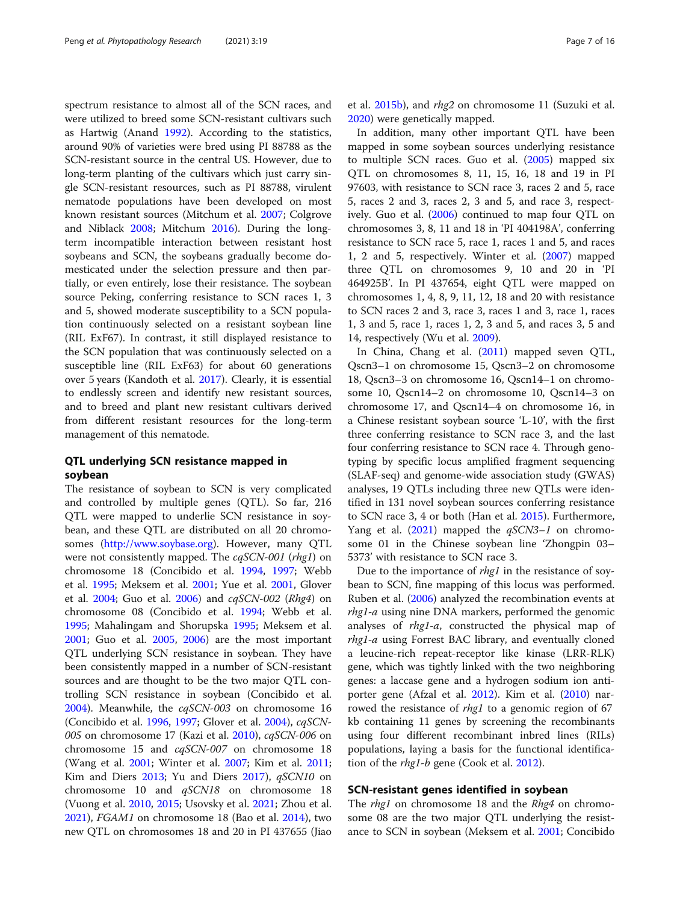spectrum resistance to almost all of the SCN races, and were utilized to breed some SCN-resistant cultivars such as Hartwig (Anand 1992). According to the statistics, around 90% of varieties were bred using PI 88788 as the SCN-resistant source in the central US. However, due to long-term planting of the cultivars which just carry single SCN-resistant resources, such as PI 88788, virulent nematode populations have been developed on most known resistant sources (Mitchum et al. 2007; Colgrove and Niblack 2008; Mitchum 2016). During the long-term incompatible interaction between resistant host soybeans and SCN, the soybeans gradually become domesticated under the selection pressure and then partially, or even entirely, lose their resistance. The soybean source Peking, conferring resistance to SCN races 1, 3 and 5, showed moderate susceptibility to a SCN population continuously selected on a resistant soybean line (RIL ExF67). In contrast, it still displayed resistance to the SCN population that was continuously selected on a susceptible line (RIL ExF63) for about 60 generations over 5 years (Kandoth et al. 2017). Clearly, it is essential to endlessly screen and identify new resistant sources, and to breed and plant new resistant cultivars derived from different resistant resources for the long-term management of this nematode.

## QTL underlying SCN resistance mapped in soybean

The resistance of soybean to SCN is very complicated and controlled by multiple genes (QTL). So far, 216 QTL were mapped to underlie SCN resistance in soybean, and these QTL are distributed on all 20 chromosomes (http://www.soybase.org). However, many QTL were not consistently mapped. The *cqSCN-001* (*rhg1*) on chromosome 18 (Concibido et al. 1994, 1997; Webb et al. 1995; Meksem et al. 2001; Yue et al. 2001, Glover et al. 2004; Guo et al. 2006) and *cqSCN-002* (*Rhg4*) on chromosome 08 (Concibido et al. 1994; Webb et al. 1995; Mahalingam and Shorupska 1995; Meksem et al. 2001; Guo et al. 2005, 2006) are the most important QTL underlying SCN resistance in soybean. They have been consistently mapped in a number of SCN-resistant sources and are thought to be the two major QTL controlling SCN resistance in soybean (Concibido et al. 2004). Meanwhile, the *cqSCN-003* on chromosome 16 (Concibido et al. 1996, 1997; Glover et al. 2004), *cqSCN-005* on chromosome 17 (Kazi et al. 2010), *cqSCN-006* on chromosome 15 and *cqSCN-007* on chromosome 18 (Wang et al. 2001; Winter et al. 2007; Kim et al. 2011; Kim and Diers 2013; Yu and Diers 2017), *qSCN10* on chromosome 10 and *qSCN18* on chromosome 18 (Vuong et al. 2010, 2015; Usovsky et al. 2021; Zhou et al. 2021), *FGAM1* on chromosome 18 (Bao et al. 2014), two new QTL on chromosomes 18 and 20 in PI 437655 (Jiao et al. 2015b), and *rhg2* on chromosome 11 (Suzuki et al. 2020) were genetically mapped.

In addition, many other important QTL have been mapped in some soybean sources underlying resistance to multiple SCN races. Guo et al. (2005) mapped six QTL on chromosomes 8, 11, 15, 16, 18 and 19 in PI 97603, with resistance to SCN race 3, races 2 and 5, race 5, races 2 and 3, races 2, 3 and 5, and race 3, respectively. Guo et al. (2006) continued to map four QTL on chromosomes 3, 8, 11 and 18 in 'PI 404198A', conferring resistance to SCN race 5, race 1, races 1 and 5, and races 1, 2 and 5, respectively. Winter et al. (2007) mapped three QTL on chromosomes 9, 10 and 20 in 'PI 464925B'. In PI 437654, eight QTL were mapped on chromosomes 1, 4, 8, 9, 11, 12, 18 and 20 with resistance to SCN races 2 and 3, race 3, races 1 and 3, race 1, races 1, 3 and 5, race 1, races 1, 2, 3 and 5, and races 3, 5 and 14, respectively (Wu et al. 2009).

In China, Chang et al. (2011) mapped seven QTL, Qscn3–1 on chromosome 15, Qscn3–2 on chromosome 18, Qscn3–3 on chromosome 16, Qscn14–1 on chromosome 10, Qscn14–2 on chromosome 10, Qscn14–3 on chromosome 17, and Qscn14–4 on chromosome 16, in a Chinese resistant soybean source 'L-10', with the first three conferring resistance to SCN race 3, and the last four conferring resistance to SCN race 4. Through genotyping by specific locus amplified fragment sequencing (SLAF-seq) and genome-wide association study (GWAS) analyses, 19 QTLs including three new QTLs were identified in 131 novel soybean sources conferring resistance to SCN race 3, 4 or both (Han et al. 2015). Furthermore, Yang et al. (2021) mapped the *qSCN3–1* on chromosome 01 in the Chinese soybean line 'Zhongpin 03–5373' with resistance to SCN race 3.

Due to the importance of *rhg1* in the resistance of soybean to SCN, fine mapping of this locus was performed. Ruben et al. (2006) analyzed the recombination events at *rhg1-a* using nine DNA markers, performed the genomic analyses of *rhg1-a*, constructed the physical map of *rhg1-a* using Forrest BAC library, and eventually cloned a leucine-rich repeat-receptor like kinase (LRR-RLK) gene, which was tightly linked with the two neighboring genes: a laccase gene and a hydrogen sodium ion antiporter gene (Afzal et al. 2012). Kim et al. (2010) narrowed the resistance of *rhg1* to a genomic region of 67 kb containing 11 genes by screening the recombinants using four different recombinant inbred lines (RILs) populations, laying a basis for the functional identification of the *rhg1-b* gene (Cook et al. 2012).

## SCN-resistant genes identified in soybean

The *rhg1* on chromosome 18 and the *Rhg4* on chromosome 08 are the two major QTL underlying the resistance to SCN in soybean (Meksem et al. 2001; Concibido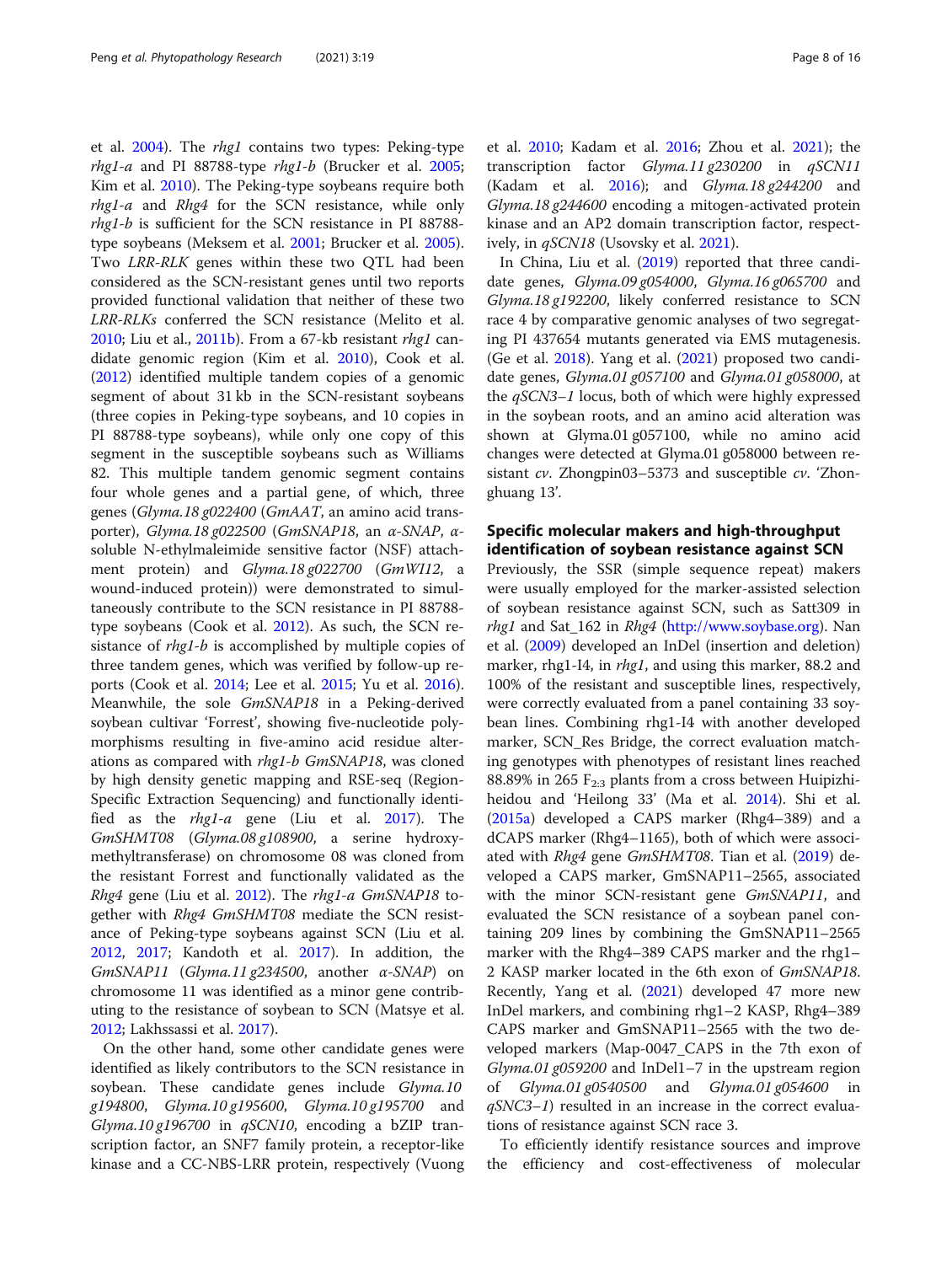et al. 2004). The *rhg1* contains two types: Peking-type *rhg1-a* and PI 88788-type *rhg1-b* (Brucker et al. 2005; Kim et al. 2010). The Peking-type soybeans require both *rhg1-a* and *Rhg4* for the SCN resistance, while only *rhg1-b* is sufficient for the SCN resistance in PI 88788-type soybeans (Meksem et al. 2001; Brucker et al. 2005). Two *LRR-RLK* genes within these two QTL had been considered as the SCN-resistant genes until two reports provided functional validation that neither of these two *LRR-RLKs* conferred the SCN resistance (Melito et al. 2010; Liu et al., 2011b). From a 67-kb resistant *rhg1* candidate genomic region (Kim et al. 2010), Cook et al. (2012) identified multiple tandem copies of a genomic segment of about 31 kb in the SCN-resistant soybeans (three copies in Peking-type soybeans, and 10 copies in PI 88788-type soybeans), while only one copy of this segment in the susceptible soybeans such as Williams 82. This multiple tandem genomic segment contains four whole genes and a partial gene, of which, three genes (*Glyma.18 g022400* (*GmAAT*, an amino acid transporter), *Glyma.18 g022500* (*GmSNAP18*, an *α-SNAP*, α-soluble N-ethylmaleimide sensitive factor (NSF) attachment protein) and *Glyma.18 g022700* (*GmWI12*, a wound-induced protein)) were demonstrated to simultaneously contribute to the SCN resistance in PI 88788-type soybeans (Cook et al. 2012). As such, the SCN resistance of *rhg1-b* is accomplished by multiple copies of three tandem genes, which was verified by follow-up reports (Cook et al. 2014; Lee et al. 2015; Yu et al. 2016). Meanwhile, the sole *GmSNAP18* in a Peking-derived soybean cultivar 'Forrest', showing five-nucleotide polymorphisms resulting in five-amino acid residue alterations as compared with *rhg1-b GmSNAP18*, was cloned by high density genetic mapping and RSE-seq (Region-Specific Extraction Sequencing) and functionally identified as the *rhg1-a* gene (Liu et al. 2017). The *GmSHMT08* (*Glyma.08 g108900*, a serine hydroxymethyltransferase) on chromosome 08 was cloned from the resistant Forrest and functionally validated as the *Rhg4* gene (Liu et al. 2012). The *rhg1-a GmSNAP18* together with *Rhg4 GmSHMT08* mediate the SCN resistance of Peking-type soybeans against SCN (Liu et al. 2012, 2017; Kandoth et al. 2017). In addition, the *GmSNAP11* (*Glyma.11 g234500*, another *α-SNAP*) on chromosome 11 was identified as a minor gene contributing to the resistance of soybean to SCN (Matsye et al. 2012; Lakhssassi et al. 2017).

On the other hand, some other candidate genes were identified as likely contributors to the SCN resistance in soybean. These candidate genes include *Glyma.10 g194800*, *Glyma.10 g195600*, *Glyma.10 g195700* and *Glyma.10 g196700* in *qSCN10*, encoding a bZIP transcription factor, an SNF7 family protein, a receptor-like kinase and a CC-NBS-LRR protein, respectively (Vuong et al. 2010; Kadam et al. 2016; Zhou et al. 2021); the transcription factor *Glyma.11 g230200* in *qSCN11* (Kadam et al. 2016); and *Glyma.18 g244200* and *Glyma.18 g244600* encoding a mitogen-activated protein kinase and an AP2 domain transcription factor, respectively, in *qSCN18* (Usovsky et al. 2021).

In China, Liu et al. (2019) reported that three candidate genes, *Glyma.09 g054000*, *Glyma.16 g065700* and *Glyma.18 g192200*, likely conferred resistance to SCN race 4 by comparative genomic analyses of two segregating PI 437654 mutants generated via EMS mutagenesis. (Ge et al. 2018). Yang et al. (2021) proposed two candidate genes, *Glyma.01 g057100* and *Glyma.01 g058000*, at the *qSCN3–1* locus, both of which were highly expressed in the soybean roots, and an amino acid alteration was shown at Glyma.01 g057100, while no amino acid changes were detected at Glyma.01 g058000 between resistant *cv*. Zhongpin03–5373 and susceptible *cv*. 'Zhonghuang 13'.

## Specific molecular makers and high-throughput identification of soybean resistance against SCN

Previously, the SSR (simple sequence repeat) makers were usually employed for the marker-assisted selection of soybean resistance against SCN, such as Satt309 in *rhg1* and Sat_162 in *Rhg4* (http://www.soybase.org). Nan et al. (2009) developed an InDel (insertion and deletion) marker, rhg1-I4, in *rhg1*, and using this marker, 88.2 and 100% of the resistant and susceptible lines, respectively, were correctly evaluated from a panel containing 33 soybean lines. Combining rhg1-I4 with another developed marker, SCN_Res Bridge, the correct evaluation matching genotypes with phenotypes of resistant lines reached 88.89% in 265 $F_{2:3}$ plants from a cross between Huipizhiheidou and 'Heilong 33' (Ma et al. 2014). Shi et al. (2015a) developed a CAPS marker (Rhg4–389) and a dCAPS marker (Rhg4–1165), both of which were associated with *Rhg4* gene *GmSHMT08*. Tian et al. (2019) developed a CAPS marker, GmSNAP11–2565, associated with the minor SCN-resistant gene *GmSNAP11*, and evaluated the SCN resistance of a soybean panel containing 209 lines by combining the GmSNAP11–2565 marker with the Rhg4–389 CAPS marker and the rhg1–2 KASP marker located in the 6th exon of *GmSNAP18*. Recently, Yang et al. (2021) developed 47 more new InDel markers, and combining rhg1–2 KASP, Rhg4–389 CAPS marker and GmSNAP11–2565 with the two developed markers (Map-0047_CAPS in the 7th exon of *Glyma.01 g059200* and InDel1–7 in the upstream region of *Glyma.01 g0540500* and *Glyma.01 g054600* in *qSNC3–1*) resulted in an increase in the correct evaluations of resistance against SCN race 3.

To efficiently identify resistance sources and improve the efficiency and cost-effectiveness of molecular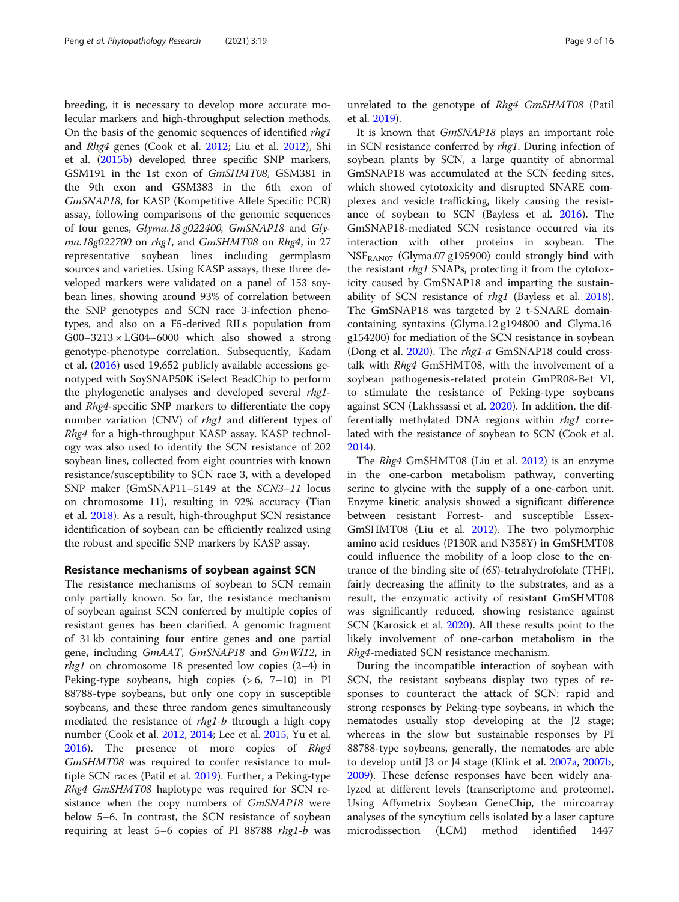breeding, it is necessary to develop more accurate molecular markers and high-throughput selection methods. On the basis of the genomic sequences of identified *rhg1* and *Rhg4* genes (Cook et al. 2012; Liu et al. 2012), Shi et al. (2015b) developed three specific SNP markers, GSM191 in the 1st exon of *GmSHMT08*, GSM381 in the 9th exon and GSM383 in the 6th exon of *GmSNAP18*, for KASP (Kompetitive Allele Specific PCR) assay, following comparisons of the genomic sequences of four genes, *Glyma.18 g022400*, *GmSNAP18* and *Glyma.18g022700* on *rhg1*, and *GmSHMT08* on *Rhg4*, in 27 representative soybean lines including germplasm sources and varieties. Using KASP assays, these three developed markers were validated on a panel of 153 soybean lines, showing around 93% of correlation between the SNP genotypes and SCN race 3-infection phenotypes, and also on a F5-derived RILs population from G00–3213 × LG04–6000 which also showed a strong genotype-phenotype correlation. Subsequently, Kadam et al. (2016) used 19,652 publicly available accessions genotyped with SoySNAP50K iSelect BeadChip to perform the phylogenetic analyses and developed several *rhg1*- and *Rhg4*-specific SNP markers to differentiate the copy number variation (CNV) of *rhg1* and different types of *Rhg4* for a high-throughput KASP assay. KASP technology was also used to identify the SCN resistance of 202 soybean lines, collected from eight countries with known resistance/susceptibility to SCN race 3, with a developed SNP maker (GmSNAP11–5149 at the *SCN3–11* locus on chromosome 11), resulting in 92% accuracy (Tian et al. 2018). As a result, high-throughput SCN resistance identification of soybean can be efficiently realized using the robust and specific SNP markers by KASP assay.

## Resistance mechanisms of soybean against SCN

The resistance mechanisms of soybean to SCN remain only partially known. So far, the resistance mechanism of soybean against SCN conferred by multiple copies of resistant genes has been clarified. A genomic fragment of 31 kb containing four entire genes and one partial gene, including *GmAAT*, *GmSNAP18* and *GmWI12*, in *rhg1* on chromosome 18 presented low copies (2–4) in Peking-type soybeans, high copies (> 6, 7–10) in PI 88788-type soybeans, but only one copy in susceptible soybeans, and these three random genes simultaneously mediated the resistance of *rhg1-b* through a high copy number (Cook et al. 2012, 2014; Lee et al. 2015, Yu et al. 2016). The presence of more copies of *Rhg4 GmSHMT08* was required to confer resistance to multiple SCN races (Patil et al. 2019). Further, a Peking-type *Rhg4 GmSHMT08* haplotype was required for SCN resistance when the copy numbers of *GmSNAP18* were below 5–6. In contrast, the SCN resistance of soybean requiring at least 5–6 copies of PI 88788 *rhg1-b* was unrelated to the genotype of *Rhg4 GmSHMT08* (Patil et al. 2019).

It is known that *GmSNAP18* plays an important role in SCN resistance conferred by *rhg1*. During infection of soybean plants by SCN, a large quantity of abnormal GmSNAP18 was accumulated at the SCN feeding sites, which showed cytotoxicity and disrupted SNARE complexes and vesicle trafficking, likely causing the resistance of soybean to SCN (Bayless et al. 2016). The GmSNAP18-mediated SCN resistance occurred via its interaction with other proteins in soybean. The $NSF_{RAN07}$ (Glyma.07 g195900) could strongly bind with the resistant *rhg1* SNAPs, protecting it from the cytotoxicity caused by GmSNAP18 and imparting the sustainability of SCN resistance of *rhg1* (Bayless et al. 2018). The GmSNAP18 was targeted by 2 t-SNARE domain-containing syntaxins (Glyma.12 g194800 and Glyma.16 g154200) for mediation of the SCN resistance in soybean (Dong et al. 2020). The *rhg1-a* GmSNAP18 could cross-talk with *Rhg4* GmSHMT08, with the involvement of a soybean pathogenesis-related protein GmPR08-Bet VI, to stimulate the resistance of Peking-type soybeans against SCN (Lakhssassi et al. 2020). In addition, the differentially methylated DNA regions within *rhg1* correlated with the resistance of soybean to SCN (Cook et al. 2014).

The *Rhg4* GmSHMT08 (Liu et al. 2012) is an enzyme in the one-carbon metabolism pathway, converting serine to glycine with the supply of a one-carbon unit. Enzyme kinetic analysis showed a significant difference between resistant Forrest- and susceptible Essex-GmSHMT08 (Liu et al. 2012). The two polymorphic amino acid residues (P130R and N358Y) in GmSHMT08 could influence the mobility of a loop close to the entrance of the binding site of (*6S*)-tetrahydrofolate (THF), fairly decreasing the affinity to the substrates, and as a result, the enzymatic activity of resistant GmSHMT08 was significantly reduced, showing resistance against SCN (Karosick et al. 2020). All these results point to the likely involvement of one-carbon metabolism in the *Rhg4*-mediated SCN resistance mechanism.

During the incompatible interaction of soybean with SCN, the resistant soybeans display two types of responses to counteract the attack of SCN: rapid and strong responses by Peking-type soybeans, in which the nematodes usually stop developing at the J2 stage; whereas in the slow but sustainable responses by PI 88788-type soybeans, generally, the nematodes are able to develop until J3 or J4 stage (Klink et al. 2007a, 2007b, 2009). These defense responses have been widely analyzed at different levels (transcriptome and proteome). Using Affymetrix Soybean GeneChip, the mircoarray analyses of the syncytium cells isolated by a laser capture microdissection (LCM) method identified 1447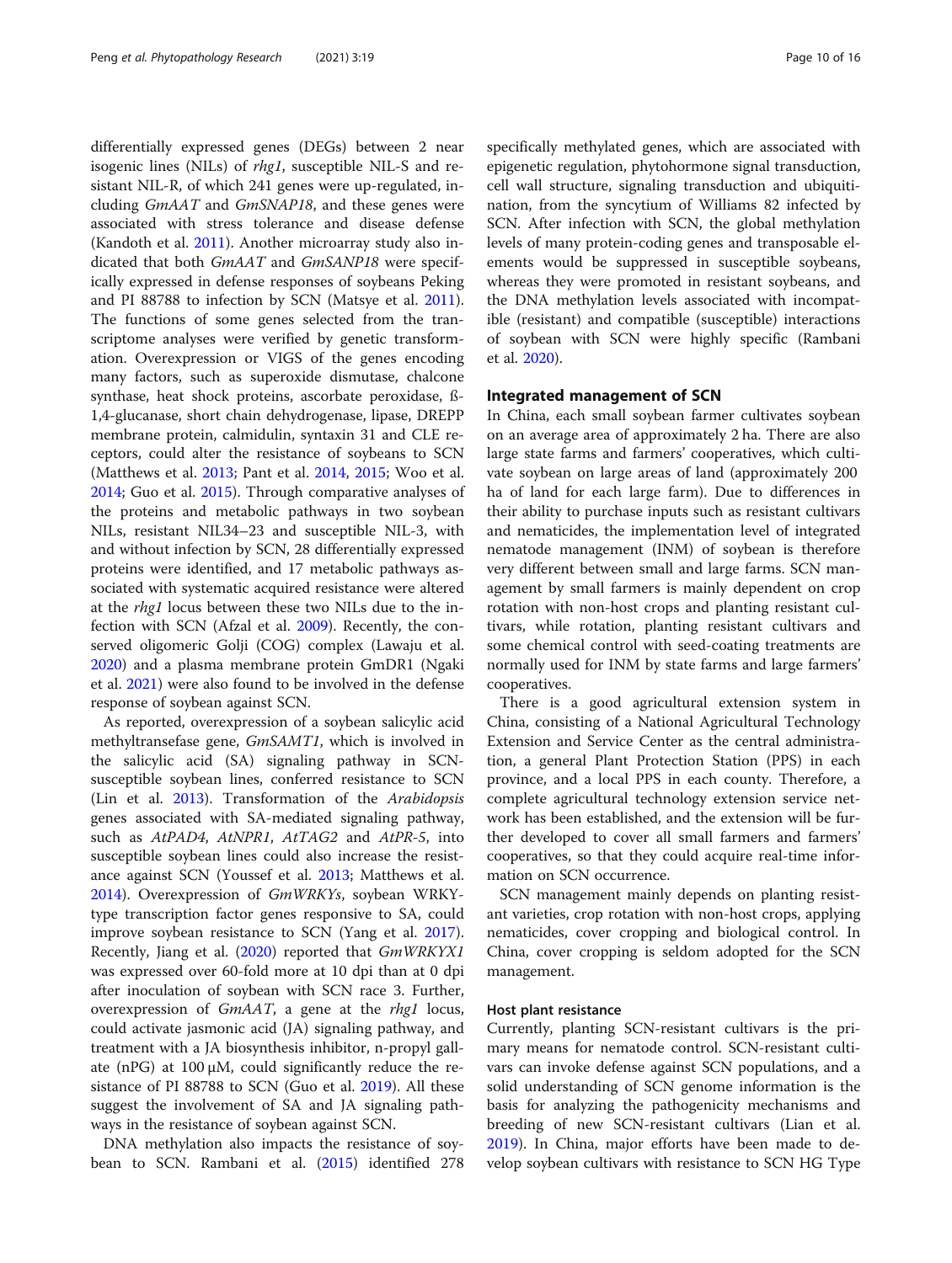differentially expressed genes (DEGs) between 2 near isogenic lines (NILs) of *rhg1*, susceptible NIL-S and resistant NIL-R, of which 241 genes were up-regulated, including *GmAAT* and *GmSNAP18*, and these genes were associated with stress tolerance and disease defense (Kandoth et al. 2011). Another microarray study also indicated that both *GmAAT* and *GmSANP18* were specifically expressed in defense responses of soybeans Peking and PI 88788 to infection by SCN (Matsye et al. 2011). The functions of some genes selected from the transcriptome analyses were verified by genetic transformation. Overexpression or VIGS of the genes encoding many factors, such as superoxide dismutase, chalcone synthase, heat shock proteins, ascorbate peroxidase, ß-1,4-glucanase, short chain dehydrogenase, lipase, DREPP membrane protein, calmidulin, syntaxin 31 and CLE receptors, could alter the resistance of soybeans to SCN (Matthews et al. 2013; Pant et al. 2014, 2015; Woo et al. 2014; Guo et al. 2015). Through comparative analyses of the proteins and metabolic pathways in two soybean NILs, resistant NIL34–23 and susceptible NIL-3, with and without infection by SCN, 28 differentially expressed proteins were identified, and 17 metabolic pathways associated with systematic acquired resistance were altered at the *rhg1* locus between these two NILs due to the infection with SCN (Afzal et al. 2009). Recently, the conserved oligomeric Golji (COG) complex (Lawaju et al. 2020) and a plasma membrane protein GmDR1 (Ngaki et al. 2021) were also found to be involved in the defense response of soybean against SCN.

As reported, overexpression of a soybean salicylic acid methyltransefase gene, *GmSAMT1*, which is involved in the salicylic acid (SA) signaling pathway in SCN-susceptible soybean lines, conferred resistance to SCN (Lin et al. 2013). Transformation of the *Arabidopsis* genes associated with SA-mediated signaling pathway, such as *AtPAD4*, *AtNPR1*, *AtTAG2* and *AtPR-5*, into susceptible soybean lines could also increase the resistance against SCN (Youssef et al. 2013; Matthews et al. 2014). Overexpression of *GmWRKYs*, soybean WRKY-type transcription factor genes responsive to SA, could improve soybean resistance to SCN (Yang et al. 2017). Recently, Jiang et al. (2020) reported that *GmWRKYX1* was expressed over 60-fold more at 10 dpi than at 0 dpi after inoculation of soybean with SCN race 3. Further, overexpression of *GmAAT*, a gene at the *rhg1* locus, could activate jasmonic acid (JA) signaling pathway, and treatment with a JA biosynthesis inhibitor, n-propyl gallate (nPG) at 100 μM, could significantly reduce the resistance of PI 88788 to SCN (Guo et al. 2019). All these suggest the involvement of SA and JA signaling pathways in the resistance of soybean against SCN.

DNA methylation also impacts the resistance of soybean to SCN. Rambani et al. (2015) identified 278 specifically methylated genes, which are associated with epigenetic regulation, phytohormone signal transduction, cell wall structure, signaling transduction and ubiquitination, from the syncytium of Williams 82 infected by SCN. After infection with SCN, the global methylation levels of many protein-coding genes and transposable elements would be suppressed in susceptible soybeans, whereas they were promoted in resistant soybeans, and the DNA methylation levels associated with incompatible (resistant) and compatible (susceptible) interactions of soybean with SCN were highly specific (Rambani et al. 2020).

## Integrated management of SCN

In China, each small soybean farmer cultivates soybean on an average area of approximately 2 ha. There are also large state farms and farmers' cooperatives, which cultivate soybean on large areas of land (approximately 200 ha of land for each large farm). Due to differences in their ability to purchase inputs such as resistant cultivars and nematicides, the implementation level of integrated nematode management (INM) of soybean is therefore very different between small and large farms. SCN management by small farmers is mainly dependent on crop rotation with non-host crops and planting resistant cultivars, while rotation, planting resistant cultivars and some chemical control with seed-coating treatments are normally used for INM by state farms and large farmers' cooperatives.

There is a good agricultural extension system in China, consisting of a National Agricultural Technology Extension and Service Center as the central administration, a general Plant Protection Station (PPS) in each province, and a local PPS in each county. Therefore, a complete agricultural technology extension service network has been established, and the extension will be further developed to cover all small farmers and farmers' cooperatives, so that they could acquire real-time information on SCN occurrence.

SCN management mainly depends on planting resistant varieties, crop rotation with non-host crops, applying nematicides, cover cropping and biological control. In China, cover cropping is seldom adopted for the SCN management.

### Host plant resistance

Currently, planting SCN-resistant cultivars is the primary means for nematode control. SCN-resistant cultivars can invoke defense against SCN populations, and a solid understanding of SCN genome information is the basis for analyzing the pathogenicity mechanisms and breeding of new SCN-resistant cultivars (Lian et al. 2019). In China, major efforts have been made to develop soybean cultivars with resistance to SCN HG Type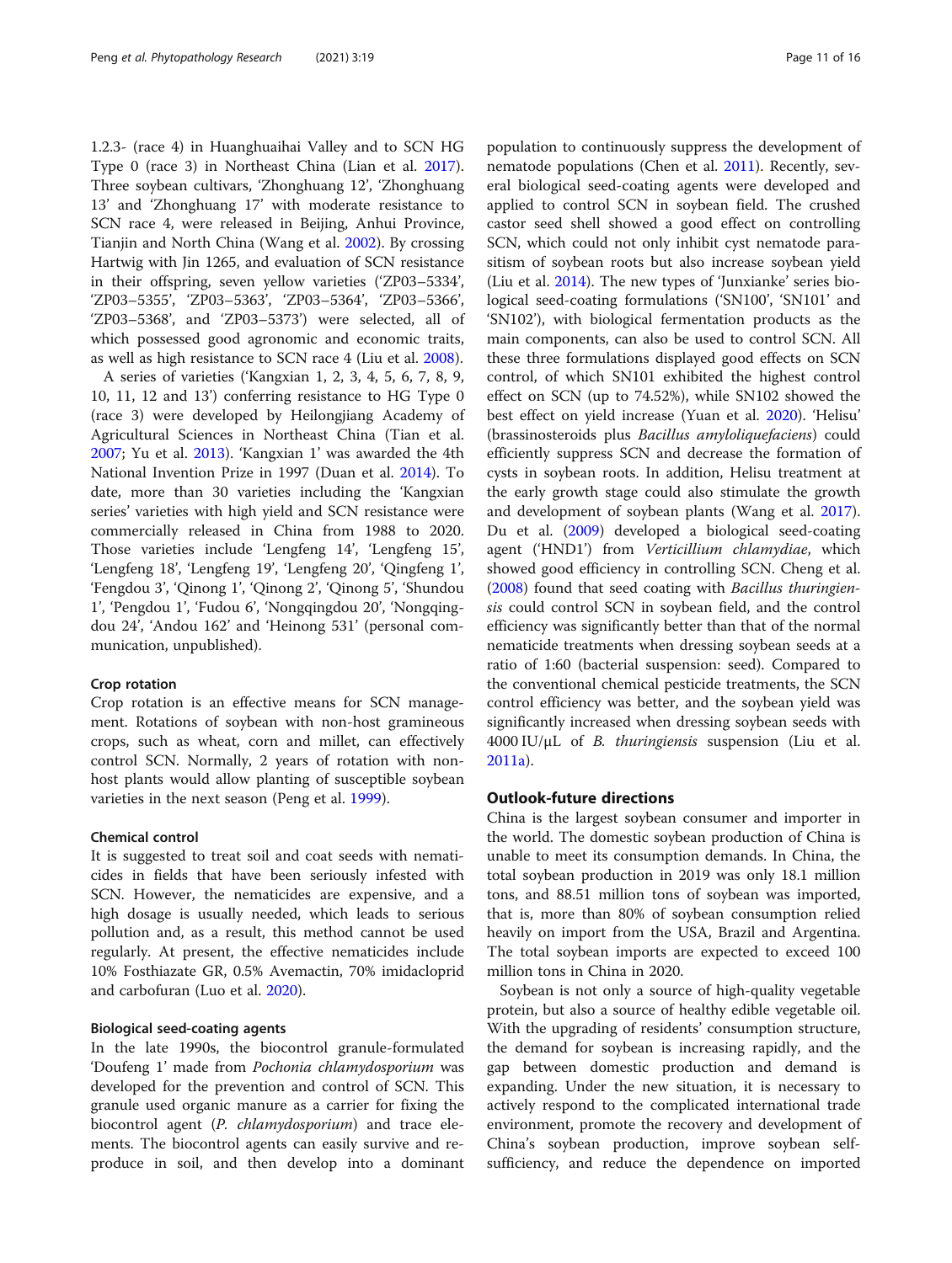1.2.3- (race 4) in Huanghuaihai Valley and to SCN HG Type 0 (race 3) in Northeast China (Lian et al. 2017). Three soybean cultivars, 'Zhonghuang 12', 'Zhonghuang 13' and 'Zhonghuang 17' with moderate resistance to SCN race 4, were released in Beijing, Anhui Province, Tianjin and North China (Wang et al. 2002). By crossing Hartwig with Jin 1265, and evaluation of SCN resistance in their offspring, seven yellow varieties ('ZP03–5334', 'ZP03–5355', 'ZP03–5363', 'ZP03–5364', 'ZP03–5366', 'ZP03–5368', and 'ZP03–5373') were selected, all of which possessed good agronomic and economic traits, as well as high resistance to SCN race 4 (Liu et al. 2008).

A series of varieties ('Kangxian 1, 2, 3, 4, 5, 6, 7, 8, 9, 10, 11, 12 and 13') conferring resistance to HG Type 0 (race 3) were developed by Heilongjiang Academy of Agricultural Sciences in Northeast China (Tian et al. 2007; Yu et al. 2013). 'Kangxian 1' was awarded the 4th National Invention Prize in 1997 (Duan et al. 2014). To date, more than 30 varieties including the 'Kangxian series' varieties with high yield and SCN resistance were commercially released in China from 1988 to 2020. Those varieties include 'Lengfeng 14', 'Lengfeng 15', 'Lengfeng 18', 'Lengfeng 19', 'Lengfeng 20', 'Qingfeng 1', 'Fengdou 3', 'Qinong 1', 'Qinong 2', 'Qinong 5', 'Shundou 1', 'Pengdou 1', 'Fudou 6', 'Nongqingdou 20', 'Nongqingdou 24', 'Andou 162' and 'Heinong 531' (personal communication, unpublished).

#### Crop rotation

Crop rotation is an effective means for SCN management. Rotations of soybean with non-host gramineous crops, such as wheat, corn and millet, can effectively control SCN. Normally, 2 years of rotation with non-host plants would allow planting of susceptible soybean varieties in the next season (Peng et al. 1999).

#### Chemical control

It is suggested to treat soil and coat seeds with nematicides in fields that have been seriously infested with SCN. However, the nematicides are expensive, and a high dosage is usually needed, which leads to serious pollution and, as a result, this method cannot be used regularly. At present, the effective nematicides include 10% Fosthiazate GR, 0.5% Avemactin, 70% imidacloprid and carbofuran (Luo et al. 2020).

#### Biological seed-coating agents

In the late 1990s, the biocontrol granule-formulated 'Doufeng 1' made from *Pochonia chlamydosporium* was developed for the prevention and control of SCN. This granule used organic manure as a carrier for fixing the biocontrol agent (*P. chlamydosporium*) and trace elements. The biocontrol agents can easily survive and reproduce in soil, and then develop into a dominant population to continuously suppress the development of nematode populations (Chen et al. 2011). Recently, several biological seed-coating agents were developed and applied to control SCN in soybean field. The crushed castor seed shell showed a good effect on controlling SCN, which could not only inhibit cyst nematode parasitism of soybean roots but also increase soybean yield (Liu et al. 2014). The new types of 'Junxianke' series biological seed-coating formulations ('SN100', 'SN101' and 'SN102'), with biological fermentation products as the main components, can also be used to control SCN. All these three formulations displayed good effects on SCN control, of which SN101 exhibited the highest control effect on SCN (up to 74.52%), while SN102 showed the best effect on yield increase (Yuan et al. 2020). 'Helisu' (brassinosteroids plus *Bacillus amyloliquefaciens*) could efficiently suppress SCN and decrease the formation of cysts in soybean roots. In addition, Helisu treatment at the early growth stage could also stimulate the growth and development of soybean plants (Wang et al. 2017). Du et al. (2009) developed a biological seed-coating agent ('HND1') from *Verticillium chlamydiae*, which showed good efficiency in controlling SCN. Cheng et al. (2008) found that seed coating with *Bacillus thuringiensis* could control SCN in soybean field, and the control efficiency was significantly better than that of the normal nematicide treatments when dressing soybean seeds at a ratio of 1:60 (bacterial suspension: seed). Compared to the conventional chemical pesticide treatments, the SCN control efficiency was better, and the soybean yield was significantly increased when dressing soybean seeds with 4000 IU/μL of *B. thuringiensis* suspension (Liu et al. 2011a).

## Outlook-future directions

China is the largest soybean consumer and importer in the world. The domestic soybean production of China is unable to meet its consumption demands. In China, the total soybean production in 2019 was only 18.1 million tons, and 88.51 million tons of soybean was imported, that is, more than 80% of soybean consumption relied heavily on import from the USA, Brazil and Argentina. The total soybean imports are expected to exceed 100 million tons in China in 2020.

Soybean is not only a source of high-quality vegetable protein, but also a source of healthy edible vegetable oil. With the upgrading of residents' consumption structure, the demand for soybean is increasing rapidly, and the gap between domestic production and demand is expanding. Under the new situation, it is necessary to actively respond to the complicated international trade environment, promote the recovery and development of China's soybean production, improve soybean self-sufficiency, and reduce the dependence on imported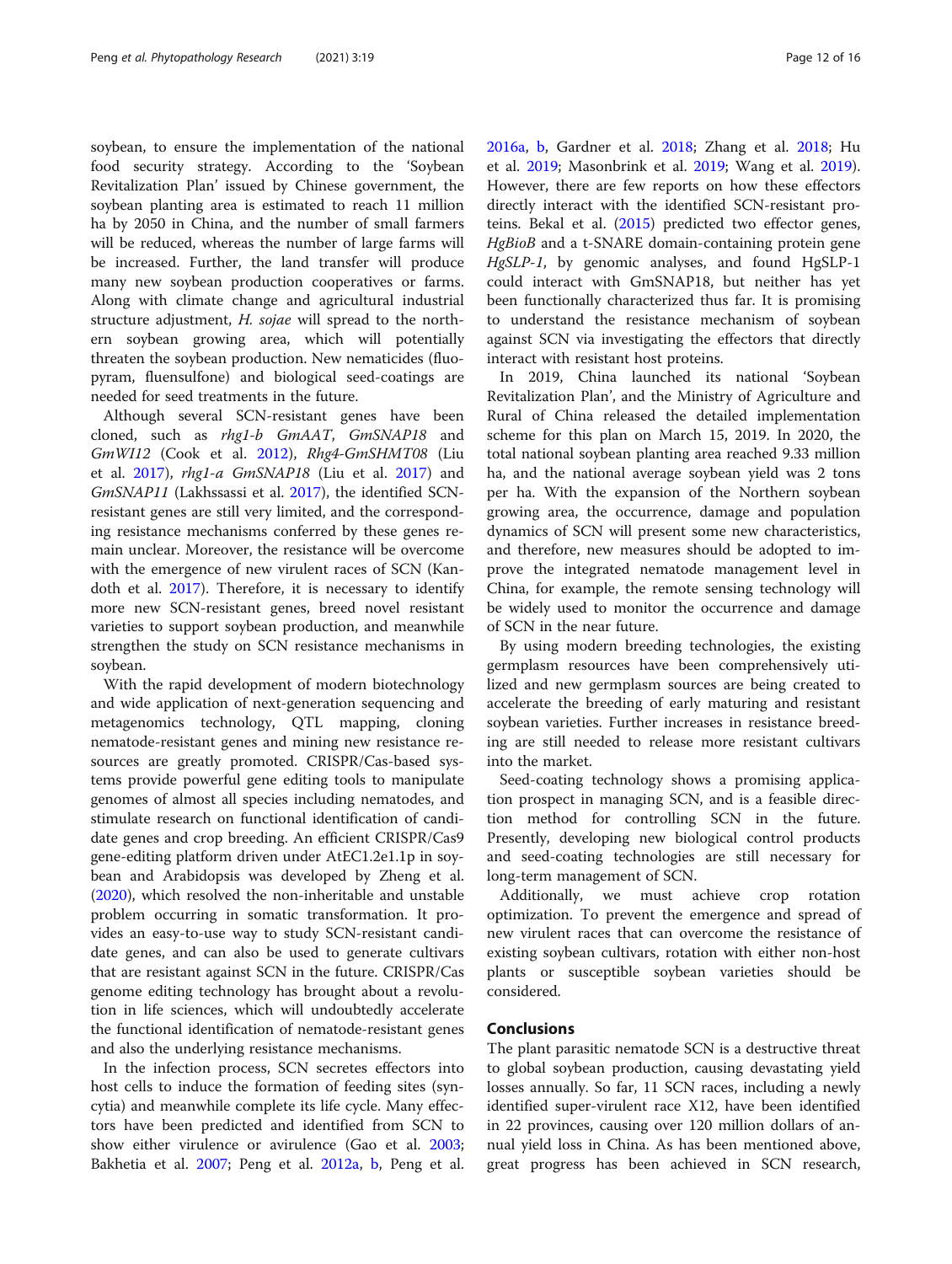soybean, to ensure the implementation of the national food security strategy. According to the 'Soybean Revitalization Plan' issued by Chinese government, the soybean planting area is estimated to reach 11 million ha by 2050 in China, and the number of small farmers will be reduced, whereas the number of large farms will be increased. Further, the land transfer will produce many new soybean production cooperatives or farms. Along with climate change and agricultural industrial structure adjustment, *H. sojae* will spread to the northern soybean growing area, which will potentially threaten the soybean production. New nematicides (fluopyram, fluensulfone) and biological seed-coatings are needed for seed treatments in the future.

Although several SCN-resistant genes have been cloned, such as *rhg1-b GmAAT*, *GmSNAP18* and *GmWI12* (Cook et al. 2012), *Rhg4-GmSHMT08* (Liu et al. 2017), *rhg1-a GmSNAP18* (Liu et al. 2017) and *GmSNAP11* (Lakhssassi et al. 2017), the identified SCN-resistant genes are still very limited, and the corresponding resistance mechanisms conferred by these genes remain unclear. Moreover, the resistance will be overcome with the emergence of new virulent races of SCN (Kandoth et al. 2017). Therefore, it is necessary to identify more new SCN-resistant genes, breed novel resistant varieties to support soybean production, and meanwhile strengthen the study on SCN resistance mechanisms in soybean.

With the rapid development of modern biotechnology and wide application of next-generation sequencing and metagenomics technology, QTL mapping, cloning nematode-resistant genes and mining new resistance resources are greatly promoted. CRISPR/Cas-based systems provide powerful gene editing tools to manipulate genomes of almost all species including nematodes, and stimulate research on functional identification of candidate genes and crop breeding. An efficient CRISPR/Cas9 gene-editing platform driven under AtEC1.2e1.1p in soybean and Arabidopsis was developed by Zheng et al. (2020), which resolved the non-inheritable and unstable problem occurring in somatic transformation. It provides an easy-to-use way to study SCN-resistant candidate genes, and can also be used to generate cultivars that are resistant against SCN in the future. CRISPR/Cas genome editing technology has brought about a revolution in life sciences, which will undoubtedly accelerate the functional identification of nematode-resistant genes and also the underlying resistance mechanisms.

In the infection process, SCN secretes effectors into host cells to induce the formation of feeding sites (syncytia) and meanwhile complete its life cycle. Many effectors have been predicted and identified from SCN to show either virulence or avirulence (Gao et al. 2003; Bakhetia et al. 2007; Peng et al. 2012a, b, Peng et al. 2016a, b, Gardner et al. 2018; Zhang et al. 2018; Hu et al. 2019; Masonbrink et al. 2019; Wang et al. 2019). However, there are few reports on how these effectors directly interact with the identified SCN-resistant proteins. Bekal et al. (2015) predicted two effector genes, *HgBioB* and a t-SNARE domain-containing protein gene *HgSLP-1*, by genomic analyses, and found HgSLP-1 could interact with GmSNAP18, but neither has yet been functionally characterized thus far. It is promising to understand the resistance mechanism of soybean against SCN via investigating the effectors that directly interact with resistant host proteins.

In 2019, China launched its national 'Soybean Revitalization Plan', and the Ministry of Agriculture and Rural of China released the detailed implementation scheme for this plan on March 15, 2019. In 2020, the total national soybean planting area reached 9.33 million ha, and the national average soybean yield was 2 tons per ha. With the expansion of the Northern soybean growing area, the occurrence, damage and population dynamics of SCN will present some new characteristics, and therefore, new measures should be adopted to improve the integrated nematode management level in China, for example, the remote sensing technology will be widely used to monitor the occurrence and damage of SCN in the near future.

By using modern breeding technologies, the existing germplasm resources have been comprehensively utilized and new germplasm sources are being created to accelerate the breeding of early maturing and resistant soybean varieties. Further increases in resistance breeding are still needed to release more resistant cultivars into the market.

Seed-coating technology shows a promising application prospect in managing SCN, and is a feasible direction method for controlling SCN in the future. Presently, developing new biological control products and seed-coating technologies are still necessary for long-term management of SCN.

Additionally, we must achieve crop rotation optimization. To prevent the emergence and spread of new virulent races that can overcome the resistance of existing soybean cultivars, rotation with either non-host plants or susceptible soybean varieties should be considered.

## Conclusions

The plant parasitic nematode SCN is a destructive threat to global soybean production, causing devastating yield losses annually. So far, 11 SCN races, including a newly identified super-virulent race X12, have been identified in 22 provinces, causing over 120 million dollars of annual yield loss in China. As has been mentioned above, great progress has been achieved in SCN research,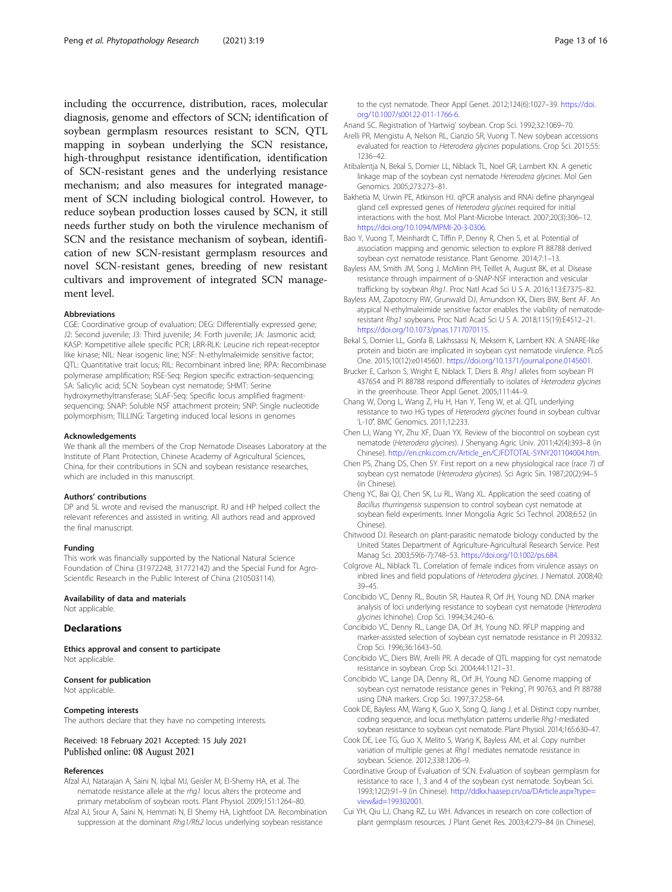including the occurrence, distribution, races, molecular diagnosis, genome and effectors of SCN; identification of soybean germplasm resources resistant to SCN, QTL mapping in soybean underlying the SCN resistance, high-throughput resistance identification, identification of SCN-resistant genes and the underlying resistance mechanism; and also measures for integrated management of SCN including biological control. However, to reduce soybean production losses caused by SCN, it still needs further study on both the virulence mechanism of SCN and the resistance mechanism of soybean, identification of new SCN-resistant germplasm resources and novel SCN-resistant genes, breeding of new resistant cultivars and improvement of integrated SCN management level.

#### Abbreviations

CGE: Coordinative group of evaluation; DEG: Differentially expressed gene; J2: Second juvenile; J3: Third juvenile; J4: Forth juvenile; JA: Jasmonic acid; KASP: Kompetitive allele specific PCR; LRR-RLK: Leucine rich repeat-receptor like kinase; NIL: Near isogenic line; NSF: N-ethylmaleimide sensitive factor; QTL: Quantitative trait locus; RIL: Recombinant inbred line; RPA: Recombinase polymerase amplification; RSE-Seq: Region specific extraction-sequencing; SA: Salicylic acid; SCN: Soybean cyst nematode; SHMT: Serine hydroxymethyltransferase; SLAF-Seq: Specific locus amplified fragment-sequencing; SNAP: Soluble NSF attachment protein; SNP: Single nucleotide polymorphism; TILLING: Targeting induced local lesions in genomes

#### Acknowledgements

We thank all the members of the Crop Nematode Diseases Laboratory at the Institute of Plant Protection, Chinese Academy of Agricultural Sciences, China, for their contributions in SCN and soybean resistance researches, which are included in this manuscript.

#### Authors' contributions

DP and SL wrote and revised the manuscript. RJ and HP helped collect the relevant references and assisted in writing. All authors read and approved the final manuscript.

#### Funding

This work was financially supported by the National Natural Science Foundation of China (31972248, 31772142) and the Special Fund for Agro-Scientific Research in the Public Interest of China (210503114).

#### Availability of data and materials

Not applicable.

## Declarations

#### Ethics approval and consent to participate

Not applicable.

#### Consent for publication

Not applicable.

#### Competing interests

The authors declare that they have no competing interests.

Received: 18 February 2021 Accepted: 15 July 2021
Published online: 08 August 2021

#### References

- Afzal AJ, Natarajan A, Saini N, Iqbal MJ, Geisler M, El-Shemy HA, et al. The nematode resistance allele at the *rhg1* locus alters the proteome and primary metabolism of soybean roots. Plant Physiol. 2009;151:1264–80.
- Afzal AJ, Srour A, Saini N, Hemmati N, El Shemy HA, Lightfoot DA. Recombination suppression at the dominant *Rhg1/Rfs2* locus underlying soybean resistance to the cyst nematode. Theor Appl Genet. 2012;124(6):1027–39. https://doi.org/10.1007/s00122-011-1766-6.
- Anand SC. Registration of 'Hartwig' soybean. Crop Sci. 1992;32:1069–70.
- Arelli PR, Mengistu A, Nelson RL, Cianzio SR, Vuong T. New soybean accessions evaluated for reaction to *Heterodera glycines* populations. Crop Sci. 2015;55:1236–42.
- Atibalentja N, Bekal S, Domier LL, Niblack TL, Noel GR, Lambert KN. A genetic linkage map of the soybean cyst nematode *Heterodera glycines*. Mol Gen Genomics. 2005;273:273–81.
- Bakhetia M, Urwin PE, Atkinson HJ. qPCR analysis and RNAi define pharyngeal gland cell expressed genes of *Heterodera glycines* required for initial interactions with the host. Mol Plant-Microbe Interact. 2007;20(3):306–12. https://doi.org/10.1094/MPMI-20-3-0306.
- Bao Y, Vuong T, Meinhardt C, Tiffin P, Denny R, Chen S, et al. Potential of association mapping and genomic selection to explore PI 88788 derived soybean cyst nematode resistance. Plant Genome. 2014;7:1–13.
- Bayless AM, Smith JM, Song J, McMinn PH, Teillet A, August BK, et al. Disease resistance through impairment of α-SNAP-NSF interaction and vesicular trafficking by soybean *Rhg1*. Proc Natl Acad Sci U S A. 2016;113:E7375–82.
- Bayless AM, Zapotocny RW, Grunwald DJ, Amundson KK, Diers BW, Bent AF. An atypical N-ethylmaleimide sensitive factor enables the viability of nematode-resistant *Rhg1* soybeans. Proc Natl Acad Sci U S A. 2018;115(19):E4512–21. https://doi.org/10.1073/pnas.1717070115.
- Bekal S, Domier LL, Gonfa B, Lakhssassi N, Meksem K, Lambert KN. A SNARE-like protein and biotin are implicated in soybean cyst nematode virulence. PLoS One. 2015;10(12):e0145601. https://doi.org/10.1371/journal.pone.0145601.
- Brucker E, Carlson S, Wright E, Niblack T, Diers B. *Rhg1* alleles from soybean PI 437654 and PI 88788 respond differentially to isolates of *Heterodera glycines* in the greenhouse. Theor Appl Genet. 2005;111:44–9.
- Chang W, Dong L, Wang Z, Hu H, Han Y, Teng W, et al. QTL underlying resistance to two HG types of *Heterodera glycines* found in soybean cultivar 'L-10'. BMC Genomics. 2011;12:233.
- Chen LJ, Wang YY, Zhu XF, Duan YX. Review of the biocontrol on soybean cyst nematode (*Heterodera glycines*). J Shenyang Agric Univ. 2011;42(4):393–8 (in Chinese). http://en.cnki.com.cn/Article_en/CJFDTOTAL-SYNY201104004.htm.
- Chen PS, Zhang DS, Chen SY. First report on a new physiological race (race 7) of soybean cyst nematode (*Heterodera glycines*). Sci Agric Sin. 1987;20(2):94–5 (in Chinese).
- Cheng YC, Bai QJ, Chen SK, Lu RL, Wang XL. Application the seed coating of *Bacillus thurringensis* suspension to control soybean cyst nematode at soybean field experiments. Inner Mongolia Agric Sci Technol. 2008;6:52 (in Chinese).
- Chitwood DJ. Research on plant-parasitic nematode biology conducted by the United States Department of Agriculture-Agricultural Research Service. Pest Manag Sci. 2003;59(6-7):748–53. https://doi.org/10.1002/ps.684.
- Colgrove AL, Niblack TL. Correlation of female indices from virulence assays on inbred lines and field populations of *Heterodera glycines*. J Nematol. 2008;40:39–45.
- Concibido VC, Denny RL, Boutin SR, Hautea R, Orf JH, Young ND. DNA marker analysis of loci underlying resistance to soybean cyst nematode (*Heterodera glycines* Ichinohe). Crop Sci. 1994;34:240–6.
- Concibido VC, Denny RL, Lange DA, Orf JH, Young ND. RFLP mapping and marker-assisted selection of soybean cyst nematode resistance in PI 209332. Crop Sci. 1996;36:1643–50.
- Concibido VC, Diers BW, Arelli PR. A decade of QTL mapping for cyst nematode resistance in soybean. Crop Sci. 2004;44:1121–31.
- Concibido VC, Lange DA, Denny RL, Orf JH, Young ND. Genome mapping of soybean cyst nematode resistance genes in 'Peking', PI 90763, and PI 88788 using DNA markers. Crop Sci. 1997;37:258–64.
- Cook DE, Bayless AM, Wang K, Guo X, Song Q, Jiang J, et al. Distinct copy number, coding sequence, and locus methylation patterns underlie *Rhg1*-mediated soybean resistance to soybean cyst nematode. Plant Physiol. 2014;165:630–47.
- Cook DE, Lee TG, Guo X, Melito S, Wang K, Bayless AM, et al. Copy number variation of multiple genes at *Rhg1* mediates nematode resistance in soybean. Science. 2012;338:1206–9.
- Coordinative Group of Evaluation of SCN. Evaluation of soybean germplasm for resistance to race 1, 3 and 4 of the soybean cyst nematode. Soybean Sci. 1993;12(2):91–9 (in Chinese). http://ddkx.haasep.cn/oa/DArticle.aspx?type=view&id=199302001.
- Cui YH, Qiu LJ, Chang RZ, Lu WH. Advances in research on core collection of plant germplasm resources. J Plant Genet Res. 2003;4:279–84 (in Chinese).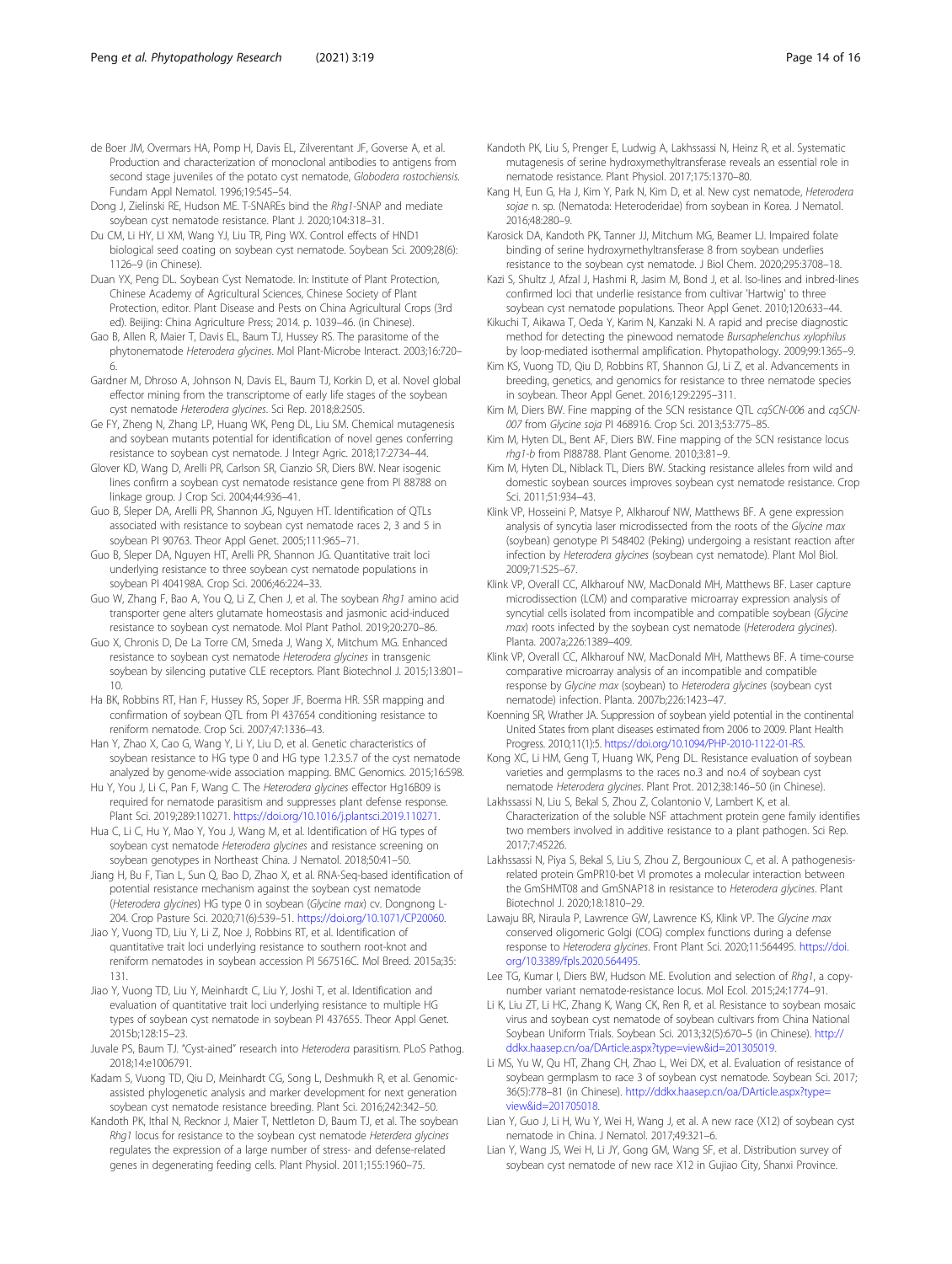de Boer JM, Overmars HA, Pomp H, Davis EL, Zilverentant JF, Goverse A, et al. Production and characterization of monoclonal antibodies to antigens from second stage juveniles of the potato cyst nematode, *Globodera rostochiensis*. Fundam Appl Nematol. 1996;19:545–54.

Dong J, Zielinski RE, Hudson ME. T-SNAREs bind the *Rhg1*-SNAP and mediate soybean cyst nematode resistance. Plant J. 2020;104:318–31.

Du CM, Li HY, LI XM, Wang YJ, Liu TR, Ping WX. Control effects of HND1 biological seed coating on soybean cyst nematode. Soybean Sci. 2009;28(6): 1126–9 (in Chinese).

Duan YX, Peng DL. Soybean Cyst Nematode. In: Institute of Plant Protection, Chinese Academy of Agricultural Sciences, Chinese Society of Plant Protection, editor. Plant Disease and Pests on China Agricultural Crops (3rd ed). Beijing: China Agriculture Press; 2014. p. 1039–46. (in Chinese).

Gao B, Allen R, Maier T, Davis EL, Baum TJ, Hussey RS. The parasitome of the phytonematode *Heterodera glycines*. Mol Plant-Microbe Interact. 2003;16:720–6.

Gardner M, Dhroso A, Johnson N, Davis EL, Baum TJ, Korkin D, et al. Novel global effector mining from the transcriptome of early life stages of the soybean cyst nematode *Heterodera glycines*. Sci Rep. 2018;8:2505.

Ge FY, Zheng N, Zhang LP, Huang WK, Peng DL, Liu SM. Chemical mutagenesis and soybean mutants potential for identification of novel genes conferring resistance to soybean cyst nematode. J Integr Agric. 2018;17:2734–44.

Glover KD, Wang D, Arelli PR, Carlson SR, Cianzio SR, Diers BW. Near isogenic lines confirm a soybean cyst nematode resistance gene from PI 88788 on linkage group. J Crop Sci. 2004;44:936–41.

Guo B, Sleper DA, Arelli PR, Shannon JG, Nguyen HT. Identification of QTLs associated with resistance to soybean cyst nematode races 2, 3 and 5 in soybean PI 90763. Theor Appl Genet. 2005;111:965–71.

Guo B, Sleper DA, Nguyen HT, Arelli PR, Shannon JG. Quantitative trait loci underlying resistance to three soybean cyst nematode populations in soybean PI 404198A. Crop Sci. 2006;46:224–33.

Guo W, Zhang F, Bao A, You Q, Li Z, Chen J, et al. The soybean *Rhg1* amino acid transporter gene alters glutamate homeostasis and jasmonic acid-induced resistance to soybean cyst nematode. Mol Plant Pathol. 2019;20:270–86.

Guo X, Chronis D, De La Torre CM, Smeda J, Wang X, Mitchum MG. Enhanced resistance to soybean cyst nematode *Heterodera glycines* in transgenic soybean by silencing putative CLE receptors. Plant Biotechnol J. 2015;13:801–10.

Ha BK, Robbins RT, Han F, Hussey RS, Soper JF, Boerma HR. SSR mapping and confirmation of soybean QTL from PI 437654 conditioning resistance to reniform nematode. Crop Sci. 2007;47:1336–43.

Han Y, Zhao X, Cao G, Wang Y, Li Y, Liu D, et al. Genetic characteristics of soybean resistance to HG type 0 and HG type 1.2.3.5.7 of the cyst nematode analyzed by genome-wide association mapping. BMC Genomics. 2015;16:598.

Hu Y, You J, Li C, Pan F, Wang C. The *Heterodera glycines* effector Hg16B09 is required for nematode parasitism and suppresses plant defense response. Plant Sci. 2019;289:110271. https://doi.org/10.1016/j.plantsci.2019.110271.

Hua C, Li C, Hu Y, Mao Y, You J, Wang M, et al. Identification of HG types of soybean cyst nematode *Heterodera glycines* and resistance screening on soybean genotypes in Northeast China. J Nematol. 2018;50:41–50.

Jiang H, Bu F, Tian L, Sun Q, Bao D, Zhao X, et al. RNA-Seq-based identification of potential resistance mechanism against the soybean cyst nematode (*Heterodera glycines*) HG type 0 in soybean (*Glycine max*) cv. Dongnong L-204. Crop Pasture Sci. 2020;71(6):539–51. https://doi.org/10.1071/CP20060.

Jiao Y, Vuong TD, Liu Y, Li Z, Noe J, Robbins RT, et al. Identification of quantitative trait loci underlying resistance to southern root-knot and reniform nematodes in soybean accession PI 567516C. Mol Breed. 2015a;35:131.

Jiao Y, Vuong TD, Liu Y, Meinhardt C, Liu Y, Joshi T, et al. Identification and evaluation of quantitative trait loci underlying resistance to multiple HG types of soybean cyst nematode in soybean PI 437655. Theor Appl Genet. 2015b;128:15–23.

Juvale PS, Baum TJ. "Cyst-ained" research into *Heterodera* parasitism. PLoS Pathog. 2018;14:e1006791.

Kadam S, Vuong TD, Qiu D, Meinhardt CG, Song L, Deshmukh R, et al. Genomic-assisted phylogenetic analysis and marker development for next generation soybean cyst nematode resistance breeding. Plant Sci. 2016;242:342–50.

Kandoth PK, Ithal N, Recknor J, Maier T, Nettleton D, Baum TJ, et al. The soybean *Rhg1* locus for resistance to the soybean cyst nematode *Heterdera glycines* regulates the expression of a large number of stress- and defense-related genes in degenerating feeding cells. Plant Physiol. 2011;155:1960–75.

Kandoth PK, Liu S, Prenger E, Ludwig A, Lakhssassi N, Heinz R, et al. Systematic mutagenesis of serine hydroxymethyltransferase reveals an essential role in nematode resistance. Plant Physiol. 2017;175:1370–80.

Kang H, Eun G, Ha J, Kim Y, Park N, Kim D, et al. New cyst nematode, *Heterodera sojae* n. sp. (Nematoda: Heteroderidae) from soybean in Korea. J Nematol. 2016;48:280–9.

Karosick DA, Kandoth PK, Tanner JJ, Mitchum MG, Beamer LJ. Impaired folate binding of serine hydroxymethyltransferase 8 from soybean underlies resistance to the soybean cyst nematode. J Biol Chem. 2020;295:3708–18.

Kazi S, Shultz J, Afzal J, Hashmi R, Jasim M, Bond J, et al. Iso-lines and inbred-lines confirmed loci that underlie resistance from cultivar 'Hartwig' to three soybean cyst nematode populations. Theor Appl Genet. 2010;120:633–44.

Kikuchi T, Aikawa T, Oeda Y, Karim N, Kanzaki N. A rapid and precise diagnostic method for detecting the pinewood nematode *Bursaphelenchus xylophilus* by loop-mediated isothermal amplification. Phytopathology. 2009;99:1365–9.

Kim KS, Vuong TD, Qiu D, Robbins RT, Shannon GJ, Li Z, et al. Advancements in breeding, genetics, and genomics for resistance to three nematode species in soybean. Theor Appl Genet. 2016;129:2295–311.

Kim M, Diers BW. Fine mapping of the SCN resistance QTL *cqSCN-006* and *cqSCN-007* from *Glycine soja* PI 468916. Crop Sci. 2013;53:775–85.

Kim M, Hyten DL, Bent AF, Diers BW. Fine mapping of the SCN resistance locus *rhg1-b* from PI88788. Plant Genome. 2010;3:81–9.

Kim M, Hyten DL, Niblack TL, Diers BW. Stacking resistance alleles from wild and domestic soybean sources improves soybean cyst nematode resistance. Crop Sci. 2011;51:934–43.

Klink VP, Hosseini P, Matsye P, Alkharouf NW, Matthews BF. A gene expression analysis of syncytia laser microdissected from the roots of the *Glycine max* (soybean) genotype PI 548402 (Peking) undergoing a resistant reaction after infection by *Heterodera glycines* (soybean cyst nematode). Plant Mol Biol. 2009;71:525–67.

Klink VP, Overall CC, Alkharouf NW, MacDonald MH, Matthews BF. Laser capture microdissection (LCM) and comparative microarray expression analysis of syncytial cells isolated from incompatible and compatible soybean (*Glycine max*) roots infected by the soybean cyst nematode (*Heterodera glycines*). Planta. 2007a;226:1389–409.

Klink VP, Overall CC, Alkharouf NW, MacDonald MH, Matthews BF. A time-course comparative microarray analysis of an incompatible and compatible response by *Glycine max* (soybean) to *Heterodera glycines* (soybean cyst nematode) infection. Planta. 2007b;226:1423–47.

Koenning SR, Wrather JA. Suppression of soybean yield potential in the continental United States from plant diseases estimated from 2006 to 2009. Plant Health Progress. 2010;11(1):5. https://doi.org/10.1094/PHP-2010-1122-01-RS.

Kong XC, Li HM, Geng T, Huang WK, Peng DL. Resistance evaluation of soybean varieties and germplasms to the races no.3 and no.4 of soybean cyst nematode *Heterodera glycines*. Plant Prot. 2012;38:146–50 (in Chinese).

Lakhssassi N, Liu S, Bekal S, Zhou Z, Colantonio V, Lambert K, et al. Characterization of the soluble NSF attachment protein gene family identifies two members involved in additive resistance to a plant pathogen. Sci Rep. 2017;7:45226.

Lakhssassi N, Piya S, Bekal S, Liu S, Zhou Z, Bergounioux C, et al. A pathogenesis-related protein GmPR10-bet VI promotes a molecular interaction between the GmSHMT08 and GmSNAP18 in resistance to *Heterodera glycines*. Plant Biotechnol J. 2020;18:1810–29.

Lawaju BR, Niraula P, Lawrence GW, Lawrence KS, Klink VP. The *Glycine max* conserved oligomeric Golgi (COG) complex functions during a defense response to *Heterodera glycines*. Front Plant Sci. 2020;11:564495. https://doi.org/10.3389/fpls.2020.564495.

Lee TG, Kumar I, Diers BW, Hudson ME. Evolution and selection of *Rhg1*, a copy-number variant nematode-resistance locus. Mol Ecol. 2015;24:1774–91.

Li K, Liu ZT, Li HC, Zhang K, Wang CK, Ren R, et al. Resistance to soybean mosaic virus and soybean cyst nematode of soybean cultivars from China National Soybean Uniform Trials. Soybean Sci. 2013;32(5):670–5 (in Chinese). http://ddkx.haasep.cn/oa/DArticle.aspx?type=view&id=201305019.

Li MS, Yu W, Qu HT, Zhang CH, Zhao L, Wei DX, et al. Evaluation of resistance of soybean germplasm to race 3 of soybean cyst nematode. Soybean Sci. 2017; 36(5):778–81 (in Chinese). http://ddkx.haasep.cn/oa/DArticle.aspx?type=view&id=201705018.

Lian Y, Guo J, Li H, Wu Y, Wei H, Wang J, et al. A new race (X12) of soybean cyst nematode in China. J Nematol. 2017;49:321–6.

Lian Y, Wang JS, Wei H, Li JY, Gong GM, Wang SF, et al. Distribution survey of soybean cyst nematode of new race X12 in Gujiao City, Shanxi Province.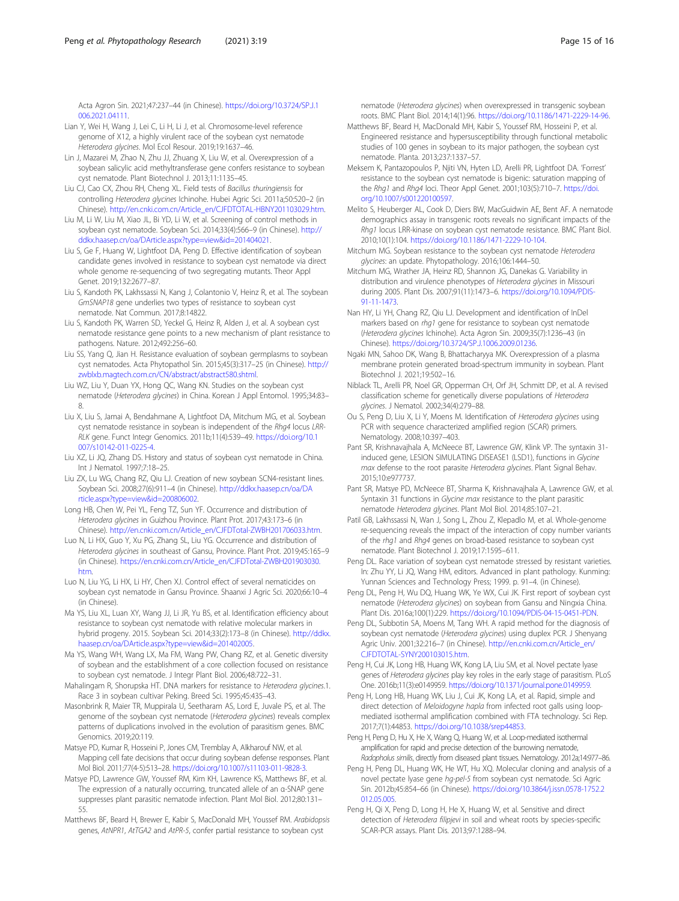Acta Agron Sin. 2021;47:237–44 (in Chinese). https://doi.org/10.3724/SP.J.1006.2021.04111.

Lian Y, Wei H, Wang J, Lei C, Li H, Li J, et al. Chromosome-level reference genome of X12, a highly virulent race of the soybean cyst nematode *Heterodera glycines*. Mol Ecol Resour. 2019;19:1637–46.

Lin J, Mazarei M, Zhao N, Zhu JJ, Zhuang X, Liu W, et al. Overexpression of a soybean salicylic acid methyltransferase gene confers resistance to soybean cyst nematode. Plant Biotechnol J. 2013;11:1135–45.

Liu CJ, Cao CX, Zhou RH, Cheng XL. Field tests of *Bacillus thuringiensis* for controlling *Heterodera glycines* Ichinohe. Hubei Agric Sci. 2011a;50:520–2 (in Chinese). http://en.cnki.com.cn/Article_en/CJFDTOTAL-HBNY201103029.htm.

Liu M, Li W, Liu M, Xiao JL, Bi YD, Li W, et al. Screening of control methods in soybean cyst nematode. Soybean Sci. 2014;33(4):566–9 (in Chinese). http://ddkx.haasep.cn/oa/DArticle.aspx?type=view&id=201404021.

Liu S, Ge F, Huang W, Lightfoot DA, Peng D. Effective identification of soybean candidate genes involved in resistance to soybean cyst nematode via direct whole genome re-sequencing of two segregating mutants. Theor Appl Genet. 2019;132:2677–87.

Liu S, Kandoth PK, Lakhssassi N, Kang J, Colantonio V, Heinz R, et al. The soybean *GmSNAP18* gene underlies two types of resistance to soybean cyst nematode. Nat Commun. 2017;8:14822.

Liu S, Kandoth PK, Warren SD, Yeckel G, Heinz R, Alden J, et al. A soybean cyst nematode resistance gene points to a new mechanism of plant resistance to pathogens. Nature. 2012;492:256–60.

Liu SS, Yang Q, Jian H. Resistance evaluation of soybean germplasms to soybean cyst nematodes. Acta Phytopathol Sin. 2015;45(3):317–25 (in Chinese). http://zwblxb.magtech.com.cn/CN/abstract/abstract580.shtml.

Liu WZ, Liu Y, Duan YX, Hong QC, Wang KN. Studies on the soybean cyst nematode (*Heterodera glycines*) in China. Korean J Appl Entomol. 1995;34:83–8.

Liu X, Liu S, Jamai A, Bendahmane A, Lightfoot DA, Mitchum MG, et al. Soybean cyst nematode resistance in soybean is independent of the *Rhg4* locus *LRR-RLK* gene. Funct Integr Genomics. 2011b;11(4):539–49. https://doi.org/10.1007/s10142-011-0225-4.

Liu XZ, Li JQ, Zhang DS. History and status of soybean cyst nematode in China. Int J Nematol. 1997;7:18–25.

Liu ZX, Lu WG, Chang RZ, Qiu LJ. Creation of new soybean SCN4-resistant lines. Soybean Sci. 2008;27(6):911–4 (in Chinese). http://ddkx.haasep.cn/oa/DArticle.aspx?type=view&id=200806002.

Long HB, Chen W, Pei YL, Feng TZ, Sun YF. Occurrence and distribution of *Heterodera glycines* in Guizhou Province. Plant Prot. 2017;43:173–6 (in Chinese). http://en.cnki.com.cn/Article_en/CJFDTotal-ZWBH201706033.htm.

Luo N, Li HX, Guo Y, Xu PG, Zhang SL, Liu YG. Occurrence and distribution of *Heterodera glycines* in southeast of Gansu, Province. Plant Prot. 2019;45:165–9 (in Chinese). https://en.cnki.com.cn/Article_en/CJFDTotal-ZWBH201903030.htm.

Luo N, Liu YG, Li HX, Li HY, Chen XJ. Control effect of several nematicides on soybean cyst nematode in Gansu Province. Shaanxi J Agric Sci. 2020;66:10–4 (in Chinese).

Ma YS, Liu XL, Luan XY, Wang JJ, Li JR, Yu BS, et al. Identification efficiency about resistance to soybean cyst nematode with relative molecular markers in hybrid progeny. 2015. Soybean Sci. 2014;33(2):173–8 (in Chinese). http://ddkx.haasep.cn/oa/DArticle.aspx?type=view&id=201402005.

Ma YS, Wang WH, Wang LX, Ma FM, Wang PW, Chang RZ, et al. Genetic diversity of soybean and the establishment of a core collection focused on resistance to soybean cyst nematode. J Integr Plant Biol. 2006;48:722–31.

Mahalingam R, Shorupska HT. DNA markers for resistance to *Heterodera glycines*.1. Race 3 in soybean cultivar Peking. Breed Sci. 1995;45:435–43.

Masonbrink R, Maier TR, Muppirala U, Seetharam AS, Lord E, Juvale PS, et al. The genome of the soybean cyst nematode (*Heterodera glycines*) reveals complex patterns of duplications involved in the evolution of parasitism genes. BMC Genomics. 2019;20:119.

Matsye PD, Kumar R, Hosseini P, Jones CM, Tremblay A, Alkharouf NW, et al. Mapping cell fate decisions that occur during soybean defense responses. Plant Mol Biol. 2011;77(4-5):513–28. https://doi.org/10.1007/s11103-011-9828-3.

Matsye PD, Lawrence GW, Youssef RM, Kim KH, Lawrence KS, Matthews BF, et al. The expression of a naturally occurring, truncated allele of an α-SNAP gene suppresses plant parasitic nematode infection. Plant Mol Biol. 2012;80:131–55.

Matthews BF, Beard H, Brewer E, Kabir S, MacDonald MH, Youssef RM. *Arabidopsis* genes, *AtNPR1*, *AtTGA2* and *AtPR-5*, confer partial resistance to soybean cyst nematode (*Heterodera glycines*) when overexpressed in transgenic soybean roots. BMC Plant Biol. 2014;14(1):96. https://doi.org/10.1186/1471-2229-14-96.

Matthews BF, Beard H, MacDonald MH, Kabir S, Youssef RM, Hosseini P, et al. Engineered resistance and hypersusceptibility through functional metabolic studies of 100 genes in soybean to its major pathogen, the soybean cyst nematode. Planta. 2013;237:1337–57.

Meksem K, Pantazopoulos P, Njiti VN, Hyten LD, Arelli PR, Lightfoot DA. 'Forrest' resistance to the soybean cyst nematode is bigenic: saturation mapping of the *Rhg1* and *Rhg4* loci. Theor Appl Genet. 2001;103(5):710–7. https://doi.org/10.1007/s001220100597.

Melito S, Heuberger AL, Cook D, Diers BW, MacGuidwin AE, Bent AF. A nematode demographics assay in transgenic roots reveals no significant impacts of the *Rhg1* locus LRR-kinase on soybean cyst nematode resistance. BMC Plant Biol. 2010;10(1):104. https://doi.org/10.1186/1471-2229-10-104.

Mitchum MG. Soybean resistance to the soybean cyst nematode *Heterodera glycines*: an update. Phytopathology. 2016;106:1444–50.

Mitchum MG, Wrather JA, Heinz RD, Shannon JG, Danekas G. Variability in distribution and virulence phenotypes of *Heterodera glycines* in Missouri during 2005. Plant Dis. 2007;91(11):1473–6. https://doi.org/10.1094/PDIS-91-11-1473.

Nan HY, Li YH, Chang RZ, Qiu LJ. Development and identification of InDel markers based on *rhg1* gene for resistance to soybean cyst nematode (*Heterodera glycines* Ichinohe). Acta Agron Sin. 2009;35(7):1236–43 (in Chinese). https://doi.org/10.3724/SP.J.1006.2009.01236.

Ngaki MN, Sahoo DK, Wang B, Bhattacharyya MK. Overexpression of a plasma membrane protein generated broad-spectrum immunity in soybean. Plant Biotechnol J. 2021;19:502–16.

Niblack TL, Arelli PR, Noel GR, Opperman CH, Orf JH, Schmitt DP, et al. A revised classification scheme for genetically diverse populations of *Heterodera glycines*. J Nematol. 2002;34(4):279–88.

Ou S, Peng D, Liu X, Li Y, Moens M. Identification of *Heterodera glycines* using PCR with sequence characterized amplified region (SCAR) primers. Nematology. 2008;10:397–403.

Pant SR, Krishnavajhala A, McNeece BT, Lawrence GW, Klink VP. The syntaxin 31-induced gene, LESION SIMULATING DISEASE1 (LSD1), functions in *Glycine max* defense to the root parasite *Heterodera glycines*. Plant Signal Behav. 2015;10:e977737.

Pant SR, Matsye PD, McNeece BT, Sharma K, Krishnavajhala A, Lawrence GW, et al. Syntaxin 31 functions in *Glycine max* resistance to the plant parasitic nematode *Heterodera glycines*. Plant Mol Biol. 2014;85:107–21.

Patil GB, Lakhssassi N, Wan J, Song L, Zhou Z, Klepadlo M, et al. Whole-genome re-sequencing reveals the impact of the interaction of copy number variants of the *rhg1* and *Rhg4* genes on broad-based resistance to soybean cyst nematode. Plant Biotechnol J. 2019;17:1595–611.

Peng DL. Race variation of soybean cyst nematode stressed by resistant varieties. In: Zhu YY, Li JQ, Wang HM, editors. Advanced in plant pathology. Kunming: Yunnan Sciences and Technology Press; 1999. p. 91–4. (in Chinese).

Peng DL, Peng H, Wu DQ, Huang WK, Ye WX, Cui JK. First report of soybean cyst nematode (*Heterodera glycines*) on soybean from Gansu and Ningxia China. Plant Dis. 2016a;100(1):229. https://doi.org/10.1094/PDIS-04-15-0451-PDN.

Peng DL, Subbotin SA, Moens M, Tang WH. A rapid method for the diagnosis of soybean cyst nematode (*Heterodera glycines*) using duplex PCR. J Shenyang Agric Univ. 2001;32:216–7 (in Chinese). http://en.cnki.com.cn/Article_en/CJFDTOTAL-SYNY200103015.htm.

Peng H, Cui JK, Long HB, Huang WK, Kong LA, Liu SM, et al. Novel pectate lyase genes of *Heterodera glycines* play key roles in the early stage of parasitism. PLoS One. 2016b;11(3):e0149959. https://doi.org/10.1371/journal.pone.0149959.

Peng H, Long HB, Huang WK, Liu J, Cui JK, Kong LA, et al. Rapid, simple and direct detection of *Meloidogyne hapla* from infected root galls using loop-mediated isothermal amplification combined with FTA technology. Sci Rep. 2017;7(1):44853. https://doi.org/10.1038/srep44853.

Peng H, Peng D, Hu X, He X, Wang Q, Huang W, et al. Loop-mediated isothermal amplification for rapid and precise detection of the burrowing nematode, *Radopholus similis*, directly from diseased plant tissues. Nematology. 2012a;14:977–86.

Peng H, Peng DL, Huang WK, He WT, Hu XQ. Molecular cloning and analysis of a novel pectate lyase gene *hg-pel-5* from soybean cyst nematode. Sci Agric Sin. 2012b;45:854–66 (in Chinese). https://doi.org/10.3864/j.issn.0578-1752.2012.05.005.

Peng H, Qi X, Peng D, Long H, He X, Huang W, et al. Sensitive and direct detection of *Heterodera filipjevi* in soil and wheat roots by species-specific SCAR-PCR assays. Plant Dis. 2013;97:1288–94.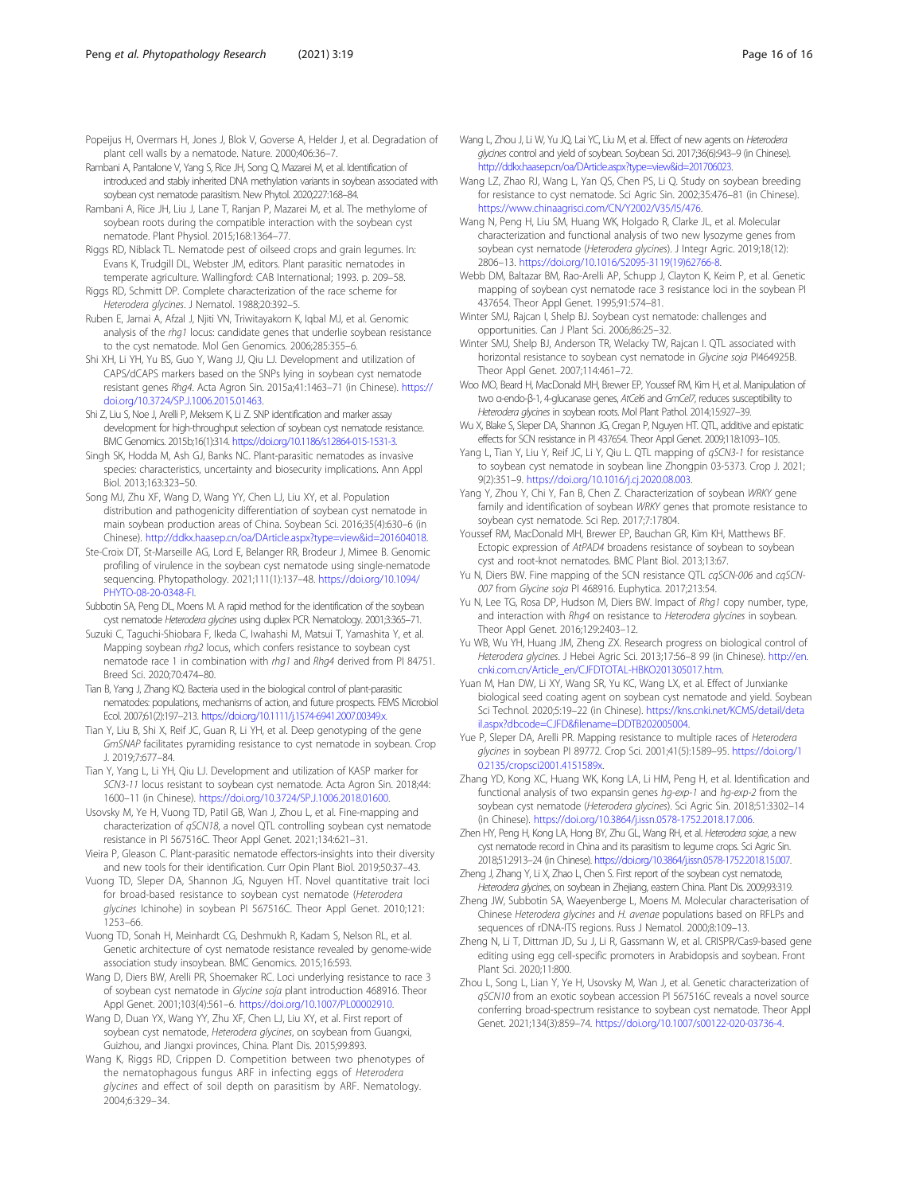Popeijus H, Overmars H, Jones J, Blok V, Goverse A, Helder J, et al. Degradation of plant cell walls by a nematode. Nature. 2000;406:36–7.

Rambani A, Pantalone V, Yang S, Rice JH, Song Q, Mazarei M, et al. Identification of introduced and stably inherited DNA methylation variants in soybean associated with soybean cyst nematode parasitism. New Phytol. 2020;227:168–84.

Rambani A, Rice JH, Liu J, Lane T, Ranjan P, Mazarei M, et al. The methylome of soybean roots during the compatible interaction with the soybean cyst nematode. Plant Physiol. 2015;168:1364–77.

Riggs RD, Niblack TL. Nematode pest of oilseed crops and grain legumes. In: Evans K, Trudgill DL, Webster JM, editors. Plant parasitic nematodes in temperate agriculture. Wallingford: CAB International; 1993. p. 209–58.

Riggs RD, Schmitt DP. Complete characterization of the race scheme for *Heterodera glycines*. J Nematol. 1988;20:392–5.

Ruben E, Jamai A, Afzal J, Njiti VN, Triwitayakorn K, Iqbal MJ, et al. Genomic analysis of the *rhg1* locus: candidate genes that underlie soybean resistance to the cyst nematode. Mol Gen Genomics. 2006;285:355–6.

Shi XH, Li YH, Yu BS, Guo Y, Wang JJ, Qiu LJ. Development and utilization of CAPS/dCAPS markers based on the SNPs lying in soybean cyst nematode resistant genes *Rhg4*. Acta Agron Sin. 2015a;41:1463–71 (in Chinese). https://doi.org/10.3724/SP.J.1006.2015.01463.

Shi Z, Liu S, Noe J, Arelli P, Meksem K, Li Z. SNP identification and marker assay development for high-throughput selection of soybean cyst nematode resistance. BMC Genomics. 2015b;16(1):314. https://doi.org/10.1186/s12864-015-1531-3.

Singh SK, Hodda M, Ash GJ, Banks NC. Plant-parasitic nematodes as invasive species: characteristics, uncertainty and biosecurity implications. Ann Appl Biol. 2013;163:323–50.

Song MJ, Zhu XF, Wang D, Wang YY, Chen LJ, Liu XY, et al. Population distribution and pathogenicity differentiation of soybean cyst nematode in main soybean production areas of China. Soybean Sci. 2016;35(4):630–6 (in Chinese). http://ddkx.haasep.cn/oa/DArticle.aspx?type=view&id=201604018.

Ste-Croix DT, St-Marseille AG, Lord E, Belanger RR, Brodeur J, Mimee B. Genomic profiling of virulence in the soybean cyst nematode using single-nematode sequencing. Phytopathology. 2021;111(1):137–48. https://doi.org/10.1094/PHYTO-08-20-0348-FI.

Subbotin SA, Peng DL, Moens M. A rapid method for the identification of the soybean cyst nematode *Heterodera glycines* using duplex PCR. Nematology. 2001;3:365–71.

Suzuki C, Taguchi-Shiobara F, Ikeda C, Iwahashi M, Matsui T, Yamashita Y, et al. Mapping soybean *rhg2* locus, which confers resistance to soybean cyst nematode race 1 in combination with *rhg1* and *Rhg4* derived from PI 84751. Breed Sci. 2020;70:474–80.

Tian B, Yang J, Zhang KQ. Bacteria used in the biological control of plant-parasitic nematodes: populations, mechanisms of action, and future prospects. FEMS Microbiol Ecol. 2007;61(2):197–213. https://doi.org/10.1111/j.1574-6941.2007.00349x.

Tian Y, Liu B, Shi X, Reif JC, Guan R, Li YH, et al. Deep genotyping of the gene *GmSNAP* facilitates pyramiding resistance to cyst nematode in soybean. Crop J. 2019;7:677–84.

Tian Y, Yang L, Li YH, Qiu LJ. Development and utilization of KASP marker for *SCN3-11* locus resistant to soybean cyst nematode. Acta Agron Sin. 2018;44:1600–11 (in Chinese). https://doi.org/10.3724/SP.J.1006.2018.01600.

Usovsky M, Ye H, Vuong TD, Patil GB, Wan J, Zhou L, et al. Fine-mapping and characterization of *qSCN18*, a novel QTL controlling soybean cyst nematode resistance in PI 567516C. Theor Appl Genet. 2021;134:621–31.

Vieira P, Gleason C. Plant-parasitic nematode effectors-insights into their diversity and new tools for their identification. Curr Opin Plant Biol. 2019;50:37–43.

Vuong TD, Sleper DA, Shannon JG, Nguyen HT. Novel quantitative trait loci for broad-based resistance to soybean cyst nematode (*Heterodera glycines* Ichinohe) in soybean PI 567516C. Theor Appl Genet. 2010;121:1253–66.

Vuong TD, Sonah H, Meinhardt CG, Deshmukh R, Kadam S, Nelson RL, et al. Genetic architecture of cyst nematode resistance revealed by genome-wide association study insoybean. BMC Genomics. 2015;16:593.

Wang D, Diers BW, Arelli PR, Shoemaker RC. Loci underlying resistance to race 3 of soybean cyst nematode in *Glycine soja* plant introduction 468916. Theor Appl Genet. 2001;103(4):561–6. https://doi.org/10.1007/PL00002910.

Wang D, Duan YX, Wang YY, Zhu XF, Chen LJ, Liu XY, et al. First report of soybean cyst nematode, *Heterodera glycines*, on soybean from Guangxi, Guizhou, and Jiangxi provinces, China. Plant Dis. 2015;99:893.

Wang K, Riggs RD, Crippen D. Competition between two phenotypes of the nematophagous fungus ARF in infecting eggs of *Heterodera glycines* and effect of soil depth on parasitism by ARF. Nematology. 2004;6:329–34.

Wang L, Zhou J, Li W, Yu JQ, Lai YC, Liu M, et al. Effect of new agents on *Heterodera glycines* control and yield of soybean. Soybean Sci. 2017;36(6):943–9 (in Chinese). http://ddkx.haasep.cn/oa/DArticle.aspx?type=view&id=201706023.

Wang LZ, Zhao RJ, Wang L, Yan QS, Chen PS, Li Q. Study on soybean breeding for resistance to cyst nematode. Sci Agric Sin. 2002;35:476–81 (in Chinese). https://www.chinaagrisci.com/CN/Y2002/V35/I5/476.

Wang N, Peng H, Liu SM, Huang WK, Holgado R, Clarke JL, et al. Molecular characterization and functional analysis of two new lysozyme genes from soybean cyst nematode (*Heterodera glycines*). J Integr Agric. 2019;18(12):2806–13. https://doi.org/10.1016/S2095-3119(19)62766-8.

Webb DM, Baltazar BM, Rao-Arelli AP, Schupp J, Clayton K, Keim P, et al. Genetic mapping of soybean cyst nematode race 3 resistance loci in the soybean PI 437654. Theor Appl Genet. 1995;91:574–81.

Winter SMJ, Rajcan I, Shelp BJ. Soybean cyst nematode: challenges and opportunities. Can J Plant Sci. 2006;86:25–32.

Winter SMJ, Shelp BJ, Anderson TR, Welacky TW, Rajcan I. QTL associated with horizontal resistance to soybean cyst nematode in *Glycine soja* PI464925B. Theor Appl Genet. 2007;114:461–72.

Woo MO, Beard H, MacDonald MH, Brewer EP, Youssef RM, Kim H, et al. Manipulation of two α-endo-β-1, 4-glucanase genes, *AtCel6* and *GmCel7*, reduces susceptibility to *Heterodera glycines* in soybean roots. Mol Plant Pathol. 2014;15:927–39.

Wu X, Blake S, Sleper DA, Shannon JG, Cregan P, Nguyen HT. QTL, additive and epistatic effects for SCN resistance in PI 437654. Theor Appl Genet. 2009;118:1093–105.

Yang L, Tian Y, Liu Y, Reif JC, Li Y, Qiu L. QTL mapping of *qSCN3-1* for resistance to soybean cyst nematode in soybean line Zhongpin 03-5373. Crop J. 2021;9(2):351–9. https://doi.org/10.1016/j.cj.2020.08.003.

Yang Y, Zhou Y, Chi Y, Fan B, Chen Z. Characterization of soybean *WRKY* gene family and identification of soybean *WRKY* genes that promote resistance to soybean cyst nematode. Sci Rep. 2017;7:17804.

Youssef RM, MacDonald MH, Brewer EP, Bauchan GR, Kim KH, Matthews BF. Ectopic expression of *AtPAD4* broadens resistance of soybean to soybean cyst and root-knot nematodes. BMC Plant Biol. 2013;13:67.

Yu N, Diers BW. Fine mapping of the SCN resistance QTL *cqSCN-006* and *cqSCN-007* from *Glycine soja* PI 468916. Euphytica. 2017;213:54.

Yu N, Lee TG, Rosa DP, Hudson M, Diers BW. Impact of *Rhg1* copy number, type, and interaction with *Rhg4* on resistance to *Heterodera glycines* in soybean. Theor Appl Genet. 2016;129:2403–12.

Yu WB, Wu YH, Huang JM, Zheng ZX. Research progress on biological control of *Heterodera glycines*. J Hebei Agric Sci. 2013;17:56–8 99 (in Chinese). http://en.cnki.com.cn/Article_en/CJFDTOTAL-HBKO201305017.htm.

Yuan M, Han DW, Li XY, Wang SR, Yu KC, Wang LX, et al. Effect of Junxianke biological seed coating agent on soybean cyst nematode and yield. Soybean Sci Technol. 2020;5:19–22 (in Chinese). https://kns.cnki.net/KCMS/detail/detail.aspx?dbcode=CJFD&filename=DDTB202005004.

Yue P, Sleper DA, Arelli PR. Mapping resistance to multiple races of *Heterodera glycines* in soybean PI 89772. Crop Sci. 2001;41(5):1589–95. https://doi.org/10.2135/cropsci2001.4151589x.

Zhang YD, Kong XC, Huang WK, Kong LA, Li HM, Peng H, et al. Identification and functional analysis of two expansin genes *hg-exp-1* and *hg-exp-2* from the soybean cyst nematode (*Heterodera glycines*). Sci Agric Sin. 2018;51:3302–14 (in Chinese). https://doi.org/10.3864/j.issn.0578-1752.2018.17.006.

Zhen HY, Peng H, Kong LA, Hong BY, Zhu GL, Wang RH, et al. *Heterodera sojae*, a new cyst nematode record in China and its parasitism to legume crops. Sci Agric Sin. 2018;51:2913–24 (in Chinese). https://doi.org/10.3864/j.issn.0578-1752.2018.15.007.

Zheng J, Zhang Y, Li X, Zhao L, Chen S. First report of the soybean cyst nematode, *Heterodera glycines*, on soybean in Zhejiang, eastern China. Plant Dis. 2009;93:319.

Zheng JW, Subbotin SA, Waeyenberge L, Moens M. Molecular characterisation of Chinese *Heterodera glycines* and *H. avenae* populations based on RFLPs and sequences of rDNA-ITS regions. Russ J Nematol. 2000;8:109–13.

Zheng N, Li T, Dittman JD, Su J, Li R, Gassmann W, et al. CRISPR/Cas9-based gene editing using egg cell-specific promoters in Arabidopsis and soybean. Front Plant Sci. 2020;11:800.

Zhou L, Song L, Lian Y, Ye H, Usovsky M, Wan J, et al. Genetic characterization of *qSCN10* from an exotic soybean accession PI 567516C reveals a novel source conferring broad-spectrum resistance to soybean cyst nematode. Theor Appl Genet. 2021;134(3):859–74. https://doi.org/10.1007/s00122-020-03736-4.